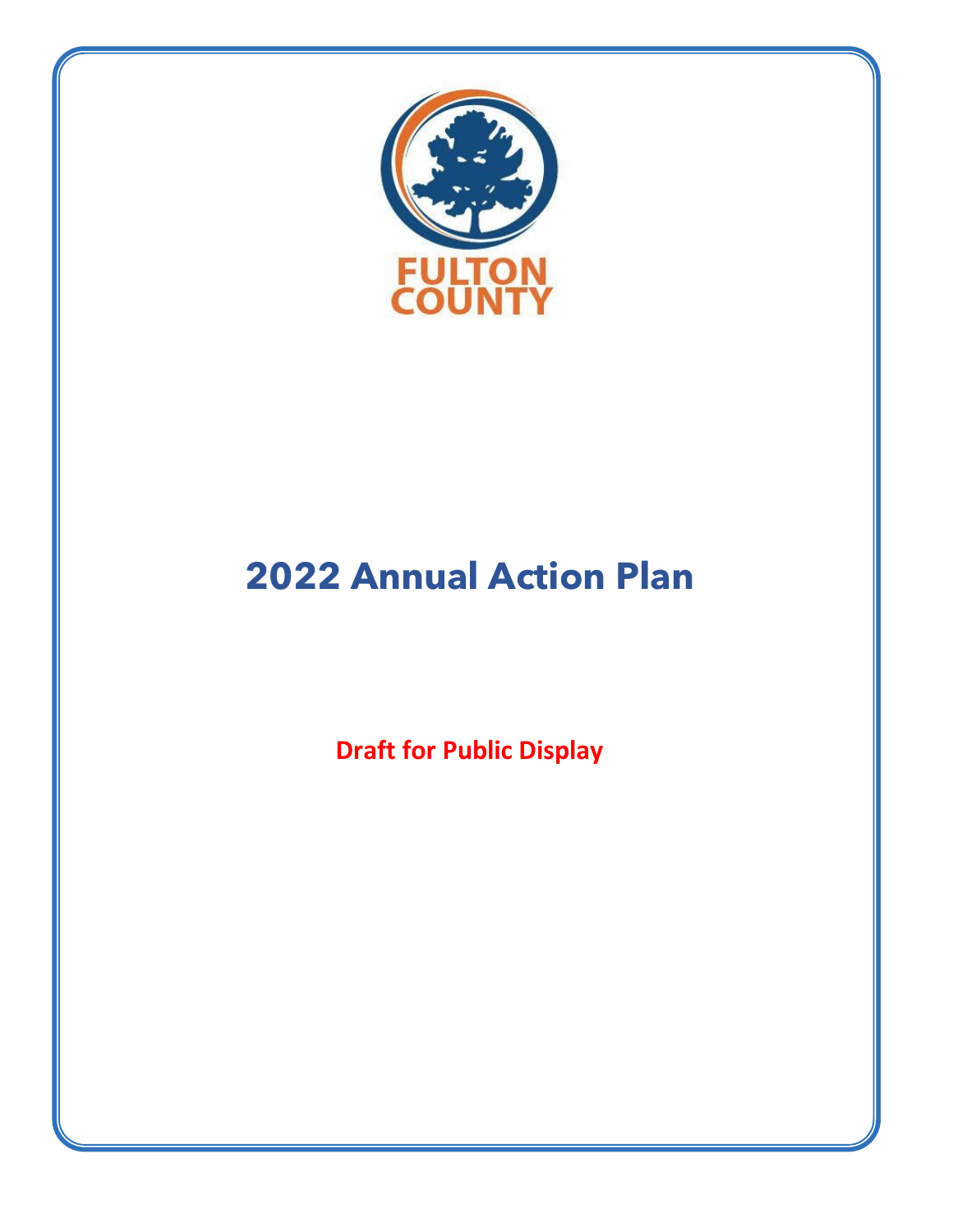FULTON COUNTY

# 2022 Annual Action Plan

**Draft for Public Display**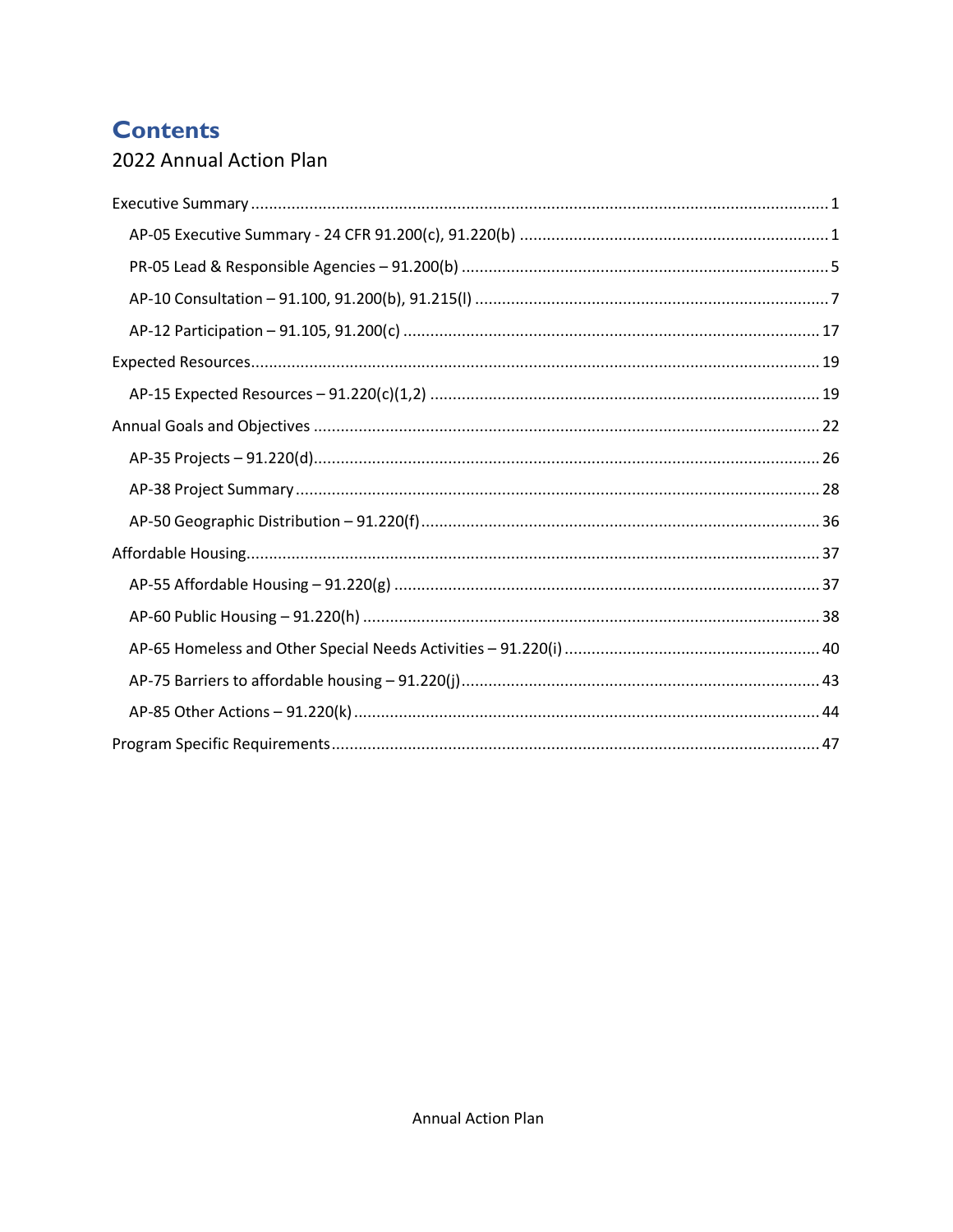# Contents

## 2022 Annual Action Plan

Executive Summary ..... 1

- AP-05 Executive Summary - 24 CFR 91.200(c), 91.220(b) ..... 1
- PR-05 Lead & Responsible Agencies – 91.200(b) ..... 5
- AP-10 Consultation – 91.100, 91.200(b), 91.215(l) ..... 7
- AP-12 Participation – 91.105, 91.200(c) ..... 17

Expected Resources ..... 19

- AP-15 Expected Resources – 91.220(c)(1,2) ..... 19

Annual Goals and Objectives ..... 22

- AP-35 Projects – 91.220(d) ..... 26
- AP-38 Project Summary ..... 28
- AP-50 Geographic Distribution – 91.220(f) ..... 36

Affordable Housing ..... 37

- AP-55 Affordable Housing – 91.220(g) ..... 37
- AP-60 Public Housing – 91.220(h) ..... 38
- AP-65 Homeless and Other Special Needs Activities – 91.220(i) ..... 40
- AP-75 Barriers to affordable housing – 91.220(j) ..... 43
- AP-85 Other Actions – 91.220(k) ..... 44

Program Specific Requirements ..... 47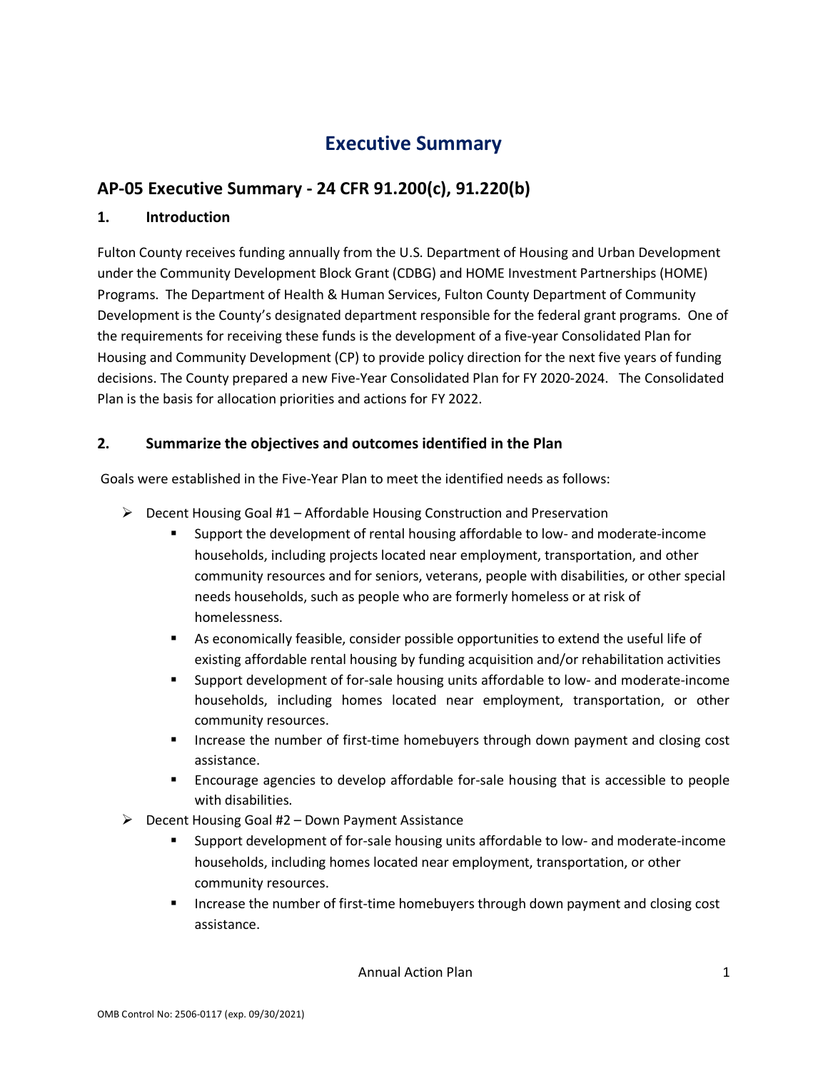# Executive Summary

## AP-05 Executive Summary - 24 CFR 91.200(c), 91.220(b)

### 1. Introduction

Fulton County receives funding annually from the U.S. Department of Housing and Urban Development under the Community Development Block Grant (CDBG) and HOME Investment Partnerships (HOME) Programs. The Department of Health & Human Services, Fulton County Department of Community Development is the County's designated department responsible for the federal grant programs. One of the requirements for receiving these funds is the development of a five-year Consolidated Plan for Housing and Community Development (CP) to provide policy direction for the next five years of funding decisions. The County prepared a new Five-Year Consolidated Plan for FY 2020-2024. The Consolidated Plan is the basis for allocation priorities and actions for FY 2022.

### 2. Summarize the objectives and outcomes identified in the Plan

Goals were established in the Five-Year Plan to meet the identified needs as follows:

- Decent Housing Goal #1 – Affordable Housing Construction and Preservation
  - Support the development of rental housing affordable to low- and moderate-income households, including projects located near employment, transportation, and other community resources and for seniors, veterans, people with disabilities, or other special needs households, such as people who are formerly homeless or at risk of homelessness.
  - As economically feasible, consider possible opportunities to extend the useful life of existing affordable rental housing by funding acquisition and/or rehabilitation activities
  - Support development of for-sale housing units affordable to low- and moderate-income households, including homes located near employment, transportation, or other community resources.
  - Increase the number of first-time homebuyers through down payment and closing cost assistance.
  - Encourage agencies to develop affordable for-sale housing that is accessible to people with disabilities.
- Decent Housing Goal #2 – Down Payment Assistance
  - Support development of for-sale housing units affordable to low- and moderate-income households, including homes located near employment, transportation, or other community resources.
  - Increase the number of first-time homebuyers through down payment and closing cost assistance.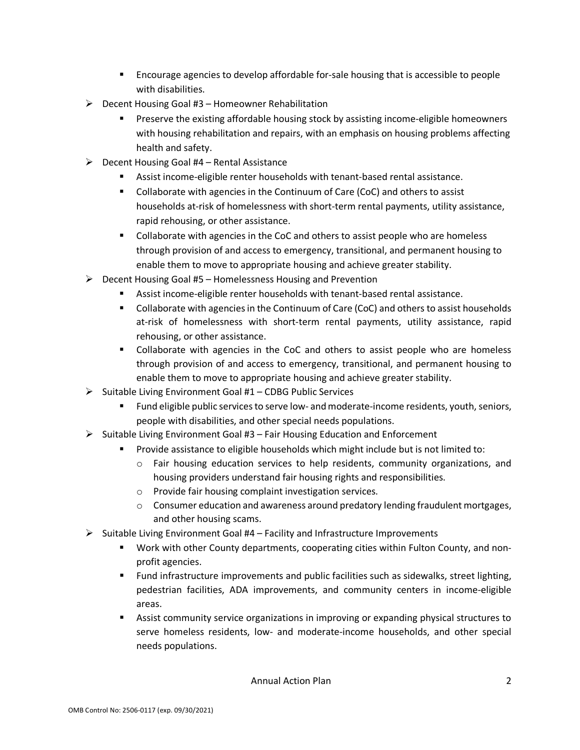- Encourage agencies to develop affordable for-sale housing that is accessible to people with disabilities.
- Decent Housing Goal #3 – Homeowner Rehabilitation
  - Preserve the existing affordable housing stock by assisting income-eligible homeowners with housing rehabilitation and repairs, with an emphasis on housing problems affecting health and safety.
- Decent Housing Goal #4 – Rental Assistance
  - Assist income-eligible renter households with tenant-based rental assistance.
  - Collaborate with agencies in the Continuum of Care (CoC) and others to assist households at-risk of homelessness with short-term rental payments, utility assistance, rapid rehousing, or other assistance.
  - Collaborate with agencies in the CoC and others to assist people who are homeless through provision of and access to emergency, transitional, and permanent housing to enable them to move to appropriate housing and achieve greater stability.
- Decent Housing Goal #5 – Homelessness Housing and Prevention
  - Assist income-eligible renter households with tenant-based rental assistance.
  - Collaborate with agencies in the Continuum of Care (CoC) and others to assist households at-risk of homelessness with short-term rental payments, utility assistance, rapid rehousing, or other assistance.
  - Collaborate with agencies in the CoC and others to assist people who are homeless through provision of and access to emergency, transitional, and permanent housing to enable them to move to appropriate housing and achieve greater stability.
- Suitable Living Environment Goal #1 – CDBG Public Services
  - Fund eligible public services to serve low- and moderate-income residents, youth, seniors, people with disabilities, and other special needs populations.
- Suitable Living Environment Goal #3 – Fair Housing Education and Enforcement
  - Provide assistance to eligible households which might include but is not limited to:
    - Fair housing education services to help residents, community organizations, and housing providers understand fair housing rights and responsibilities.
    - Provide fair housing complaint investigation services.
    - Consumer education and awareness around predatory lending fraudulent mortgages, and other housing scams.
- Suitable Living Environment Goal #4 – Facility and Infrastructure Improvements
  - Work with other County departments, cooperating cities within Fulton County, and non-profit agencies.
  - Fund infrastructure improvements and public facilities such as sidewalks, street lighting, pedestrian facilities, ADA improvements, and community centers in income-eligible areas.
  - Assist community service organizations in improving or expanding physical structures to serve homeless residents, low- and moderate-income households, and other special needs populations.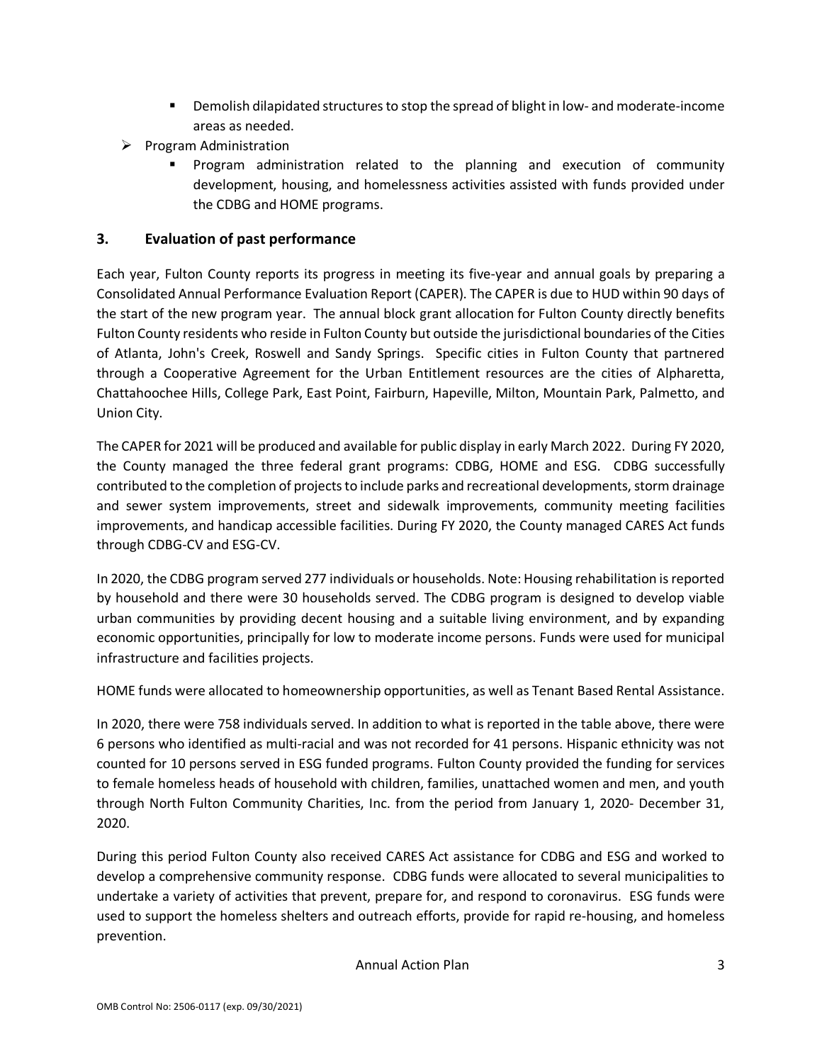- Demolish dilapidated structures to stop the spread of blight in low- and moderate-income areas as needed.
- Program Administration
    - Program administration related to the planning and execution of community development, housing, and homelessness activities assisted with funds provided under the CDBG and HOME programs.

### 3. Evaluation of past performance

Each year, Fulton County reports its progress in meeting its five-year and annual goals by preparing a Consolidated Annual Performance Evaluation Report (CAPER). The CAPER is due to HUD within 90 days of the start of the new program year. The annual block grant allocation for Fulton County directly benefits Fulton County residents who reside in Fulton County but outside the jurisdictional boundaries of the Cities of Atlanta, John's Creek, Roswell and Sandy Springs. Specific cities in Fulton County that partnered through a Cooperative Agreement for the Urban Entitlement resources are the cities of Alpharetta, Chattahoochee Hills, College Park, East Point, Fairburn, Hapeville, Milton, Mountain Park, Palmetto, and Union City.

The CAPER for 2021 will be produced and available for public display in early March 2022. During FY 2020, the County managed the three federal grant programs: CDBG, HOME and ESG. CDBG successfully contributed to the completion of projects to include parks and recreational developments, storm drainage and sewer system improvements, street and sidewalk improvements, community meeting facilities improvements, and handicap accessible facilities. During FY 2020, the County managed CARES Act funds through CDBG-CV and ESG-CV.

In 2020, the CDBG program served 277 individuals or households. Note: Housing rehabilitation is reported by household and there were 30 households served. The CDBG program is designed to develop viable urban communities by providing decent housing and a suitable living environment, and by expanding economic opportunities, principally for low to moderate income persons. Funds were used for municipal infrastructure and facilities projects.

HOME funds were allocated to homeownership opportunities, as well as Tenant Based Rental Assistance.

In 2020, there were 758 individuals served. In addition to what is reported in the table above, there were 6 persons who identified as multi-racial and was not recorded for 41 persons. Hispanic ethnicity was not counted for 10 persons served in ESG funded programs. Fulton County provided the funding for services to female homeless heads of household with children, families, unattached women and men, and youth through North Fulton Community Charities, Inc. from the period from January 1, 2020- December 31, 2020.

During this period Fulton County also received CARES Act assistance for CDBG and ESG and worked to develop a comprehensive community response. CDBG funds were allocated to several municipalities to undertake a variety of activities that prevent, prepare for, and respond to coronavirus. ESG funds were used to support the homeless shelters and outreach efforts, provide for rapid re-housing, and homeless prevention.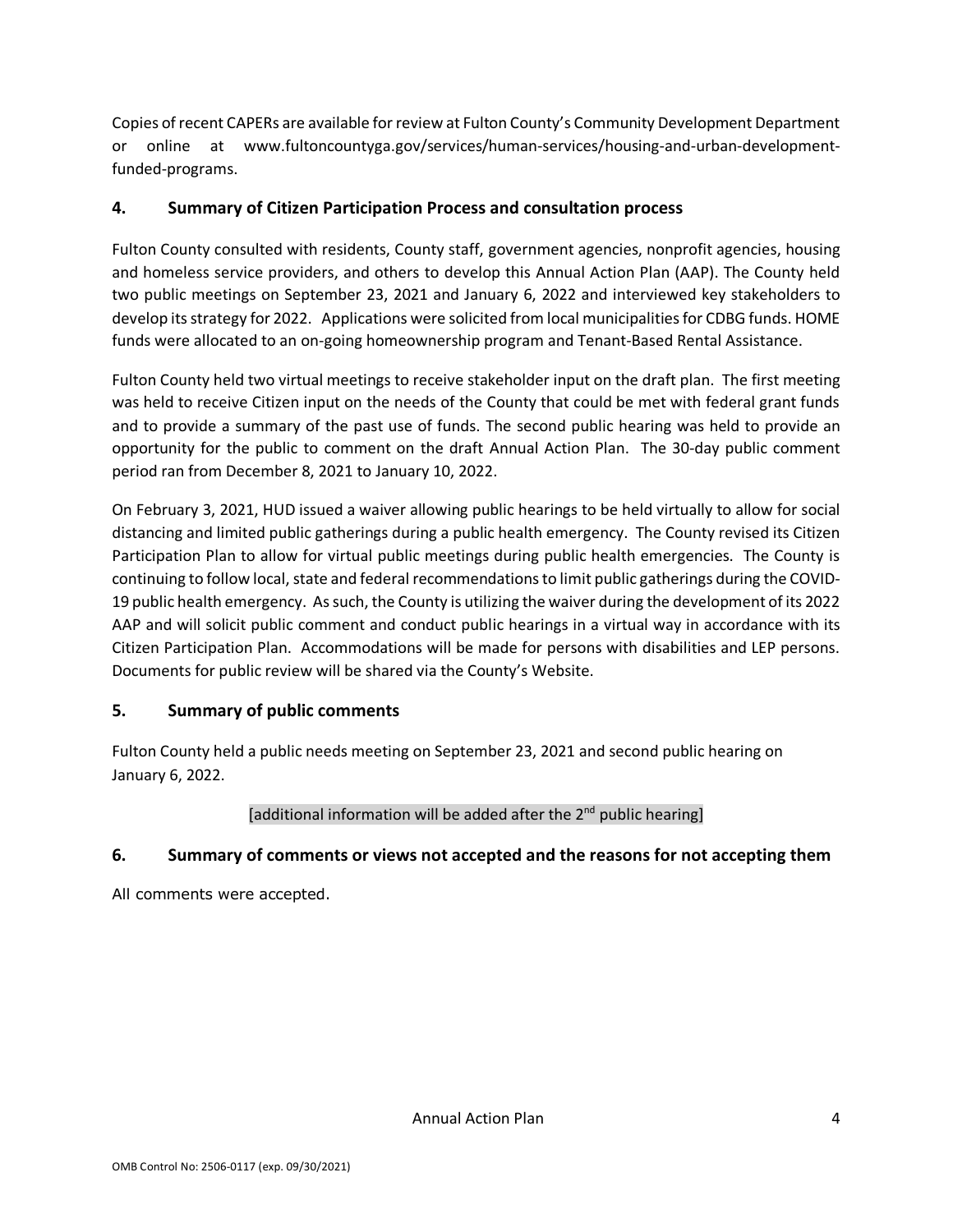Copies of recent CAPERs are available for review at Fulton County's Community Development Department or online at www.fultoncountyga.gov/services/human-services/housing-and-urban-development-funded-programs.

## 4. Summary of Citizen Participation Process and consultation process

Fulton County consulted with residents, County staff, government agencies, nonprofit agencies, housing and homeless service providers, and others to develop this Annual Action Plan (AAP). The County held two public meetings on September 23, 2021 and January 6, 2022 and interviewed key stakeholders to develop its strategy for 2022. Applications were solicited from local municipalities for CDBG funds. HOME funds were allocated to an on-going homeownership program and Tenant-Based Rental Assistance.

Fulton County held two virtual meetings to receive stakeholder input on the draft plan. The first meeting was held to receive Citizen input on the needs of the County that could be met with federal grant funds and to provide a summary of the past use of funds. The second public hearing was held to provide an opportunity for the public to comment on the draft Annual Action Plan. The 30-day public comment period ran from December 8, 2021 to January 10, 2022.

On February 3, 2021, HUD issued a waiver allowing public hearings to be held virtually to allow for social distancing and limited public gatherings during a public health emergency. The County revised its Citizen Participation Plan to allow for virtual public meetings during public health emergencies. The County is continuing to follow local, state and federal recommendations to limit public gatherings during the COVID-19 public health emergency. As such, the County is utilizing the waiver during the development of its 2022 AAP and will solicit public comment and conduct public hearings in a virtual way in accordance with its Citizen Participation Plan. Accommodations will be made for persons with disabilities and LEP persons. Documents for public review will be shared via the County's Website.

## 5. Summary of public comments

Fulton County held a public needs meeting on September 23, 2021 and second public hearing on January 6, 2022.

[additional information will be added after the 2nd public hearing]

## 6. Summary of comments or views not accepted and the reasons for not accepting them

All comments were accepted.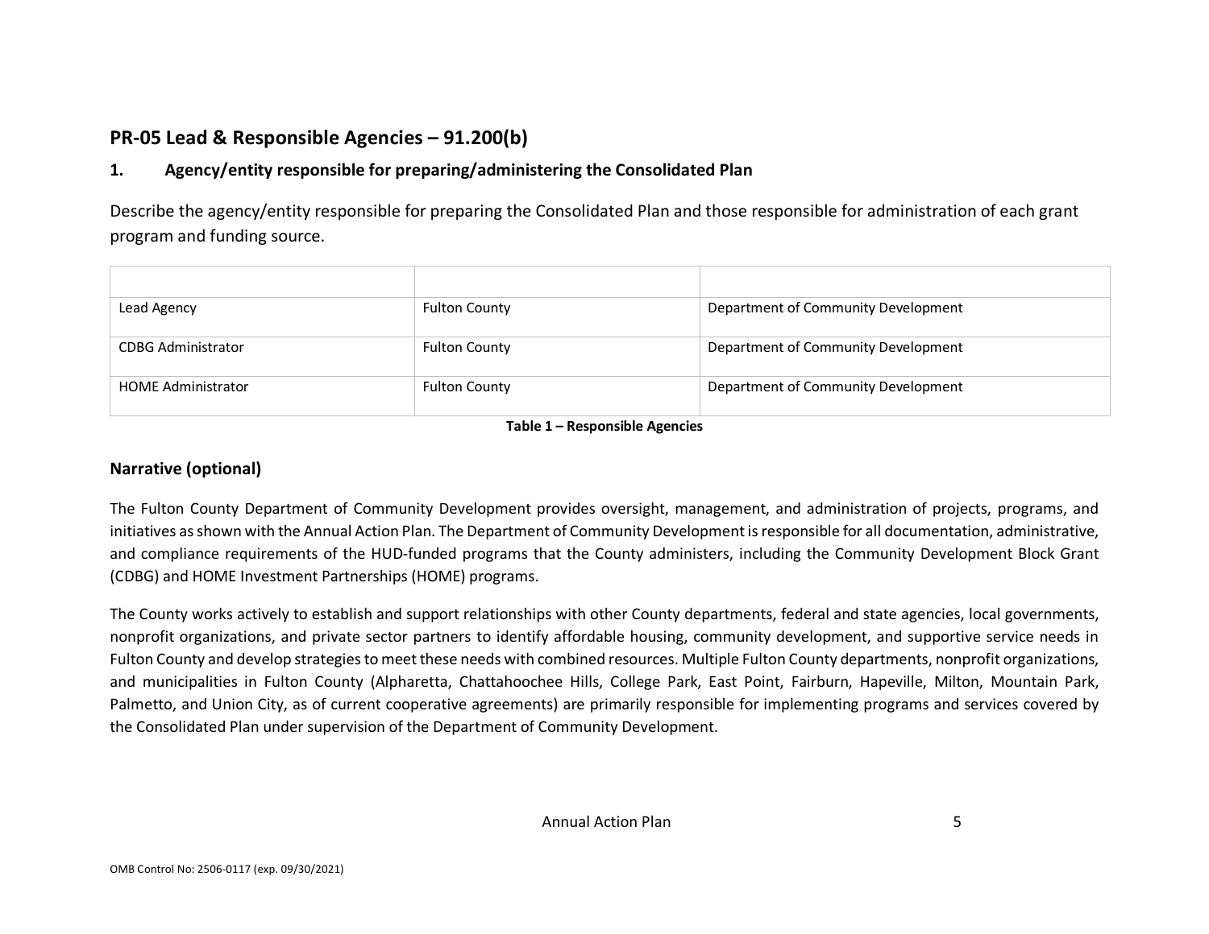## PR-05 Lead & Responsible Agencies – 91.200(b)

### 1. Agency/entity responsible for preparing/administering the Consolidated Plan

Describe the agency/entity responsible for preparing the Consolidated Plan and those responsible for administration of each grant program and funding source.

| | | |
|---|---|---|
| Lead Agency | Fulton County | Department of Community Development |
| CDBG Administrator | Fulton County | Department of Community Development |
| HOME Administrator | Fulton County | Department of Community Development |

**Table 1 – Responsible Agencies**

### Narrative (optional)

The Fulton County Department of Community Development provides oversight, management, and administration of projects, programs, and initiatives as shown with the Annual Action Plan. The Department of Community Development is responsible for all documentation, administrative, and compliance requirements of the HUD-funded programs that the County administers, including the Community Development Block Grant (CDBG) and HOME Investment Partnerships (HOME) programs.

The County works actively to establish and support relationships with other County departments, federal and state agencies, local governments, nonprofit organizations, and private sector partners to identify affordable housing, community development, and supportive service needs in Fulton County and develop strategies to meet these needs with combined resources. Multiple Fulton County departments, nonprofit organizations, and municipalities in Fulton County (Alpharetta, Chattahoochee Hills, College Park, East Point, Fairburn, Hapeville, Milton, Mountain Park, Palmetto, and Union City, as of current cooperative agreements) are primarily responsible for implementing programs and services covered by the Consolidated Plan under supervision of the Department of Community Development.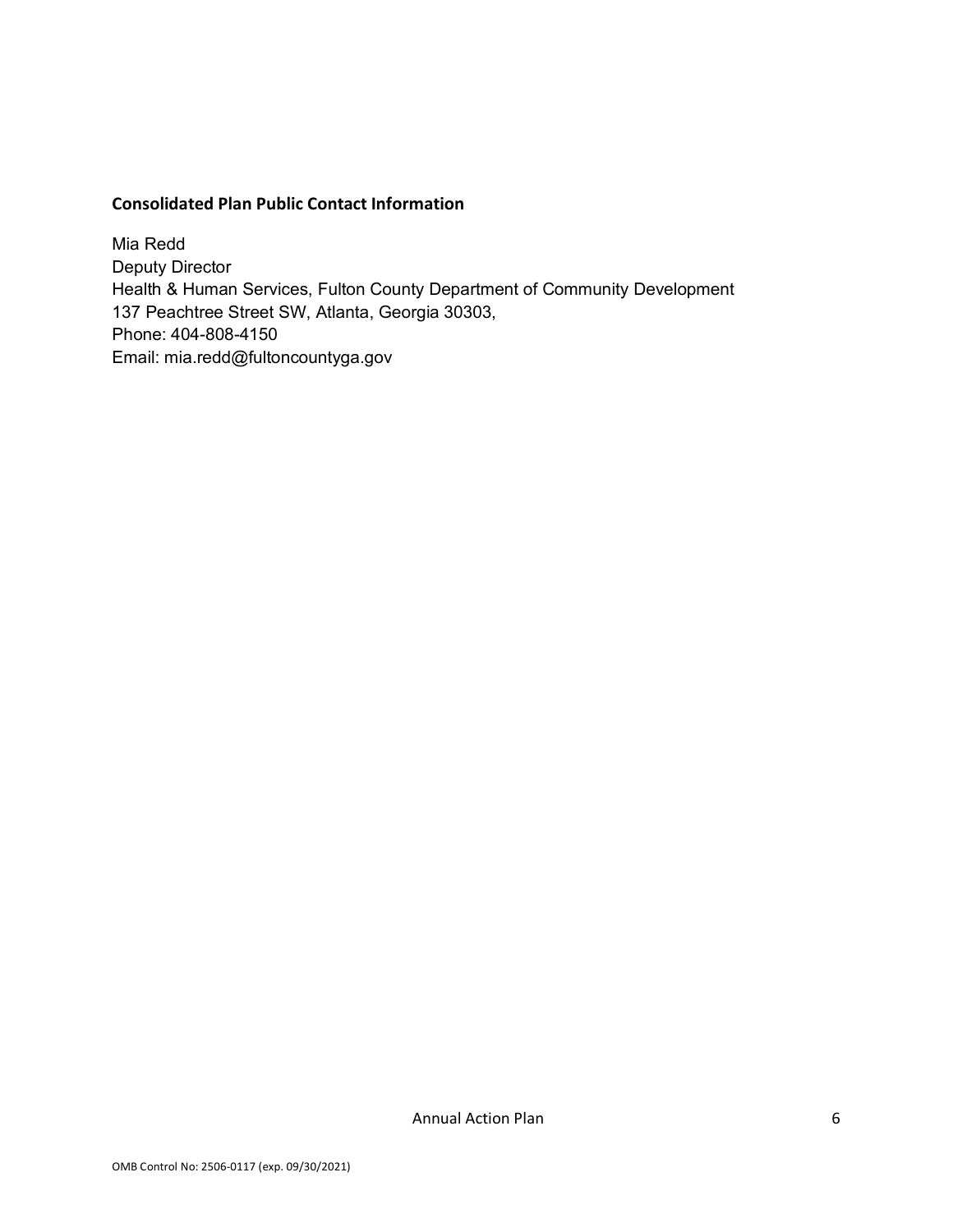**Consolidated Plan Public Contact Information**

Mia Redd
Deputy Director
Health & Human Services, Fulton County Department of Community Development
137 Peachtree Street SW, Atlanta, Georgia 30303,
Phone: 404-808-4150
Email: mia.redd@fultoncountyga.gov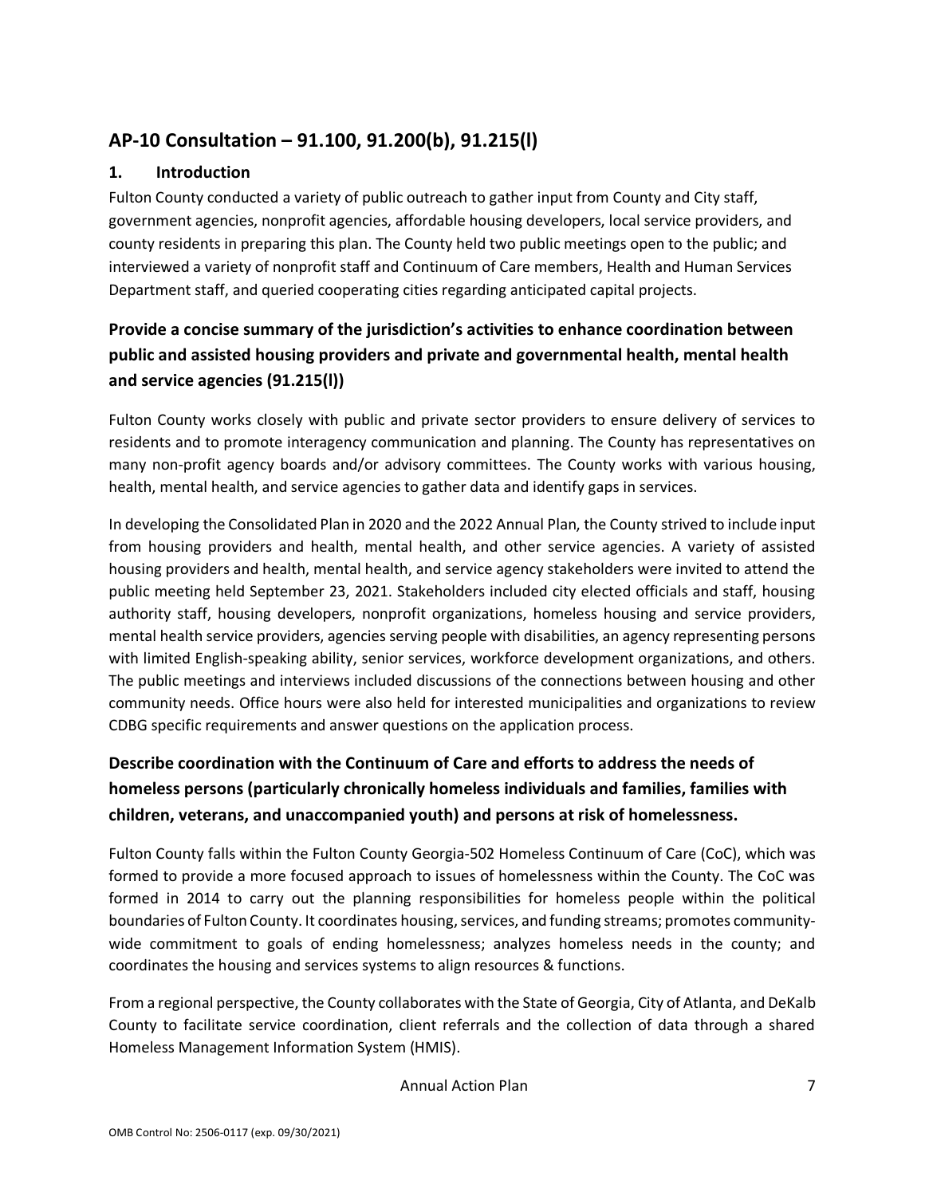## AP-10 Consultation – 91.100, 91.200(b), 91.215(l)

### 1. Introduction

Fulton County conducted a variety of public outreach to gather input from County and City staff, government agencies, nonprofit agencies, affordable housing developers, local service providers, and county residents in preparing this plan. The County held two public meetings open to the public; and interviewed a variety of nonprofit staff and Continuum of Care members, Health and Human Services Department staff, and queried cooperating cities regarding anticipated capital projects.

### Provide a concise summary of the jurisdiction's activities to enhance coordination between public and assisted housing providers and private and governmental health, mental health and service agencies (91.215(l))

Fulton County works closely with public and private sector providers to ensure delivery of services to residents and to promote interagency communication and planning. The County has representatives on many non-profit agency boards and/or advisory committees. The County works with various housing, health, mental health, and service agencies to gather data and identify gaps in services.

In developing the Consolidated Plan in 2020 and the 2022 Annual Plan, the County strived to include input from housing providers and health, mental health, and other service agencies. A variety of assisted housing providers and health, mental health, and service agency stakeholders were invited to attend the public meeting held September 23, 2021. Stakeholders included city elected officials and staff, housing authority staff, housing developers, nonprofit organizations, homeless housing and service providers, mental health service providers, agencies serving people with disabilities, an agency representing persons with limited English-speaking ability, senior services, workforce development organizations, and others. The public meetings and interviews included discussions of the connections between housing and other community needs. Office hours were also held for interested municipalities and organizations to review CDBG specific requirements and answer questions on the application process.

### Describe coordination with the Continuum of Care and efforts to address the needs of homeless persons (particularly chronically homeless individuals and families, families with children, veterans, and unaccompanied youth) and persons at risk of homelessness.

Fulton County falls within the Fulton County Georgia-502 Homeless Continuum of Care (CoC), which was formed to provide a more focused approach to issues of homelessness within the County. The CoC was formed in 2014 to carry out the planning responsibilities for homeless people within the political boundaries of Fulton County. It coordinates housing, services, and funding streams; promotes community-wide commitment to goals of ending homelessness; analyzes homeless needs in the county; and coordinates the housing and services systems to align resources & functions.

From a regional perspective, the County collaborates with the State of Georgia, City of Atlanta, and DeKalb County to facilitate service coordination, client referrals and the collection of data through a shared Homeless Management Information System (HMIS).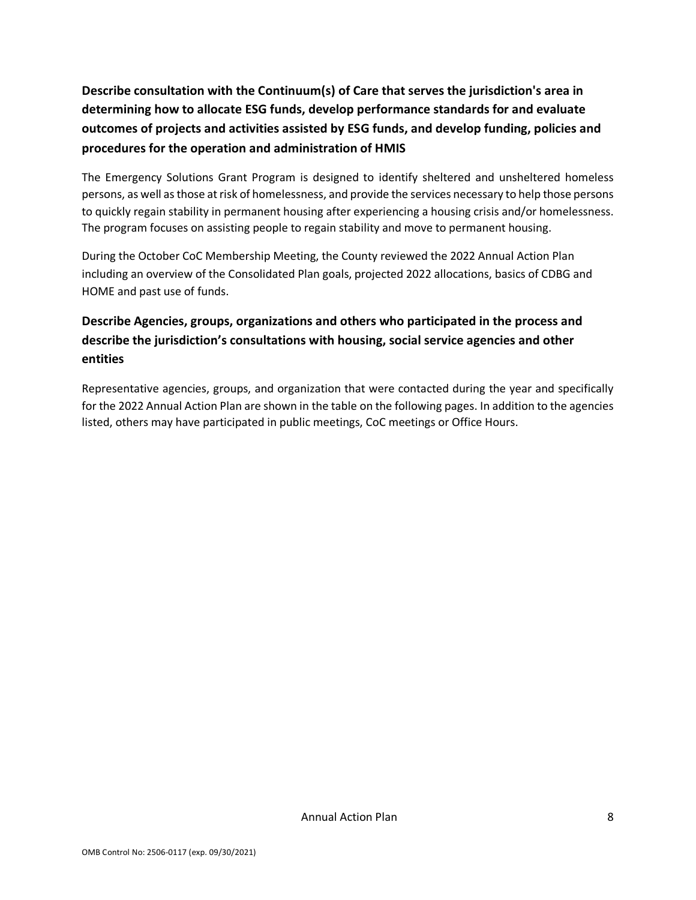**Describe consultation with the Continuum(s) of Care that serves the jurisdiction's area in determining how to allocate ESG funds, develop performance standards for and evaluate outcomes of projects and activities assisted by ESG funds, and develop funding, policies and procedures for the operation and administration of HMIS**

The Emergency Solutions Grant Program is designed to identify sheltered and unsheltered homeless persons, as well as those at risk of homelessness, and provide the services necessary to help those persons to quickly regain stability in permanent housing after experiencing a housing crisis and/or homelessness. The program focuses on assisting people to regain stability and move to permanent housing.

During the October CoC Membership Meeting, the County reviewed the 2022 Annual Action Plan including an overview of the Consolidated Plan goals, projected 2022 allocations, basics of CDBG and HOME and past use of funds.

**Describe Agencies, groups, organizations and others who participated in the process and describe the jurisdiction's consultations with housing, social service agencies and other entities**

Representative agencies, groups, and organization that were contacted during the year and specifically for the 2022 Annual Action Plan are shown in the table on the following pages. In addition to the agencies listed, others may have participated in public meetings, CoC meetings or Office Hours.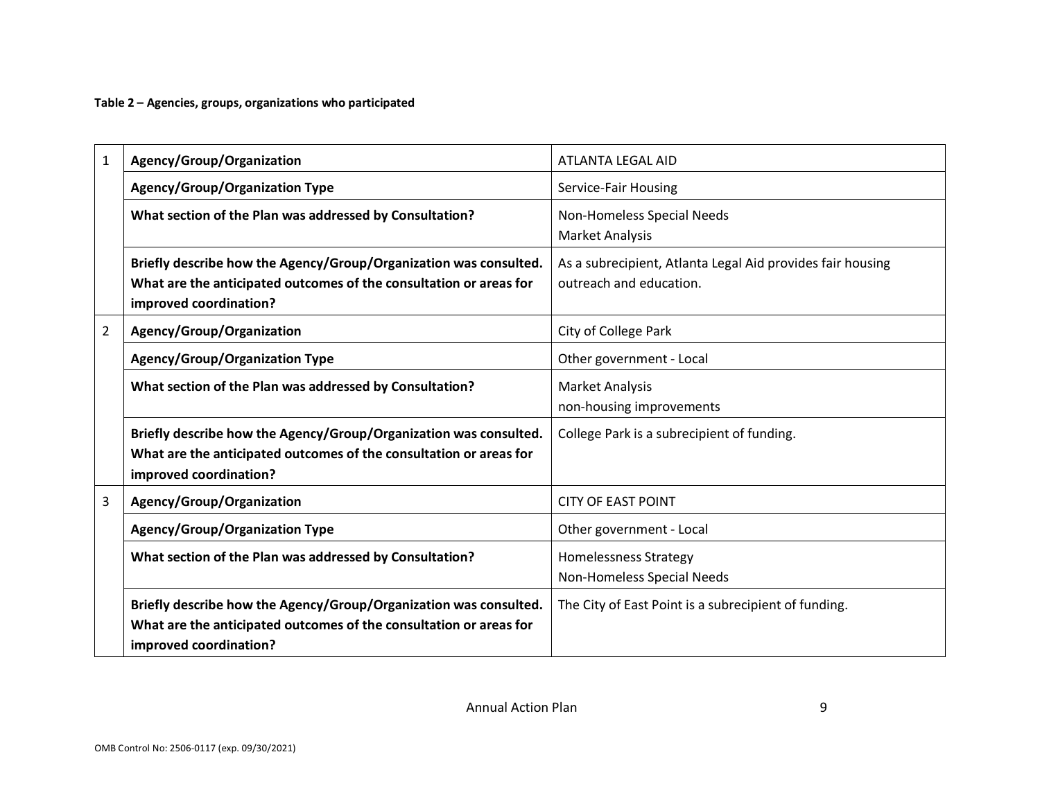**Table 2 – Agencies, groups, organizations who participated**

| | | |
|---|---|---|
| 1 | **Agency/Group/Organization** | ATLANTA LEGAL AID |
| | **Agency/Group/Organization Type** | Service-Fair Housing |
| | **What section of the Plan was addressed by Consultation?** | Non-Homeless Special Needs<br>Market Analysis |
| | **Briefly describe how the Agency/Group/Organization was consulted. What are the anticipated outcomes of the consultation or areas for improved coordination?** | As a subrecipient, Atlanta Legal Aid provides fair housing outreach and education. |
| 2 | **Agency/Group/Organization** | City of College Park |
| | **Agency/Group/Organization Type** | Other government - Local |
| | **What section of the Plan was addressed by Consultation?** | Market Analysis<br>non-housing improvements |
| | **Briefly describe how the Agency/Group/Organization was consulted. What are the anticipated outcomes of the consultation or areas for improved coordination?** | College Park is a subrecipient of funding. |
| 3 | **Agency/Group/Organization** | CITY OF EAST POINT |
| | **Agency/Group/Organization Type** | Other government - Local |
| | **What section of the Plan was addressed by Consultation?** | Homelessness Strategy<br>Non-Homeless Special Needs |
| | **Briefly describe how the Agency/Group/Organization was consulted. What are the anticipated outcomes of the consultation or areas for improved coordination?** | The City of East Point is a subrecipient of funding. |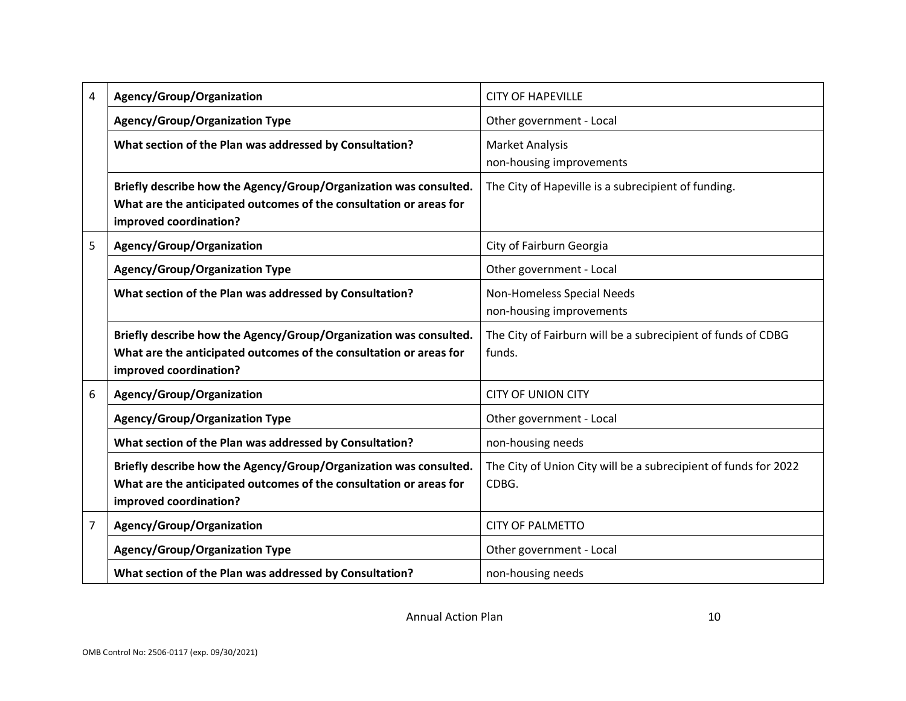| | | |
|---|---|---|
| 4 | **Agency/Group/Organization** | CITY OF HAPEVILLE |
| | **Agency/Group/Organization Type** | Other government - Local |
| | **What section of the Plan was addressed by Consultation?** | Market Analysis<br>non-housing improvements |
| | **Briefly describe how the Agency/Group/Organization was consulted. What are the anticipated outcomes of the consultation or areas for improved coordination?** | The City of Hapeville is a subrecipient of funding. |
| 5 | **Agency/Group/Organization** | City of Fairburn Georgia |
| | **Agency/Group/Organization Type** | Other government - Local |
| | **What section of the Plan was addressed by Consultation?** | Non-Homeless Special Needs<br>non-housing improvements |
| | **Briefly describe how the Agency/Group/Organization was consulted. What are the anticipated outcomes of the consultation or areas for improved coordination?** | The City of Fairburn will be a subrecipient of funds of CDBG funds. |
| 6 | **Agency/Group/Organization** | CITY OF UNION CITY |
| | **Agency/Group/Organization Type** | Other government - Local |
| | **What section of the Plan was addressed by Consultation?** | non-housing needs |
| | **Briefly describe how the Agency/Group/Organization was consulted. What are the anticipated outcomes of the consultation or areas for improved coordination?** | The City of Union City will be a subrecipient of funds for 2022 CDBG. |
| 7 | **Agency/Group/Organization** | CITY OF PALMETTO |
| | **Agency/Group/Organization Type** | Other government - Local |
| | **What section of the Plan was addressed by Consultation?** | non-housing needs |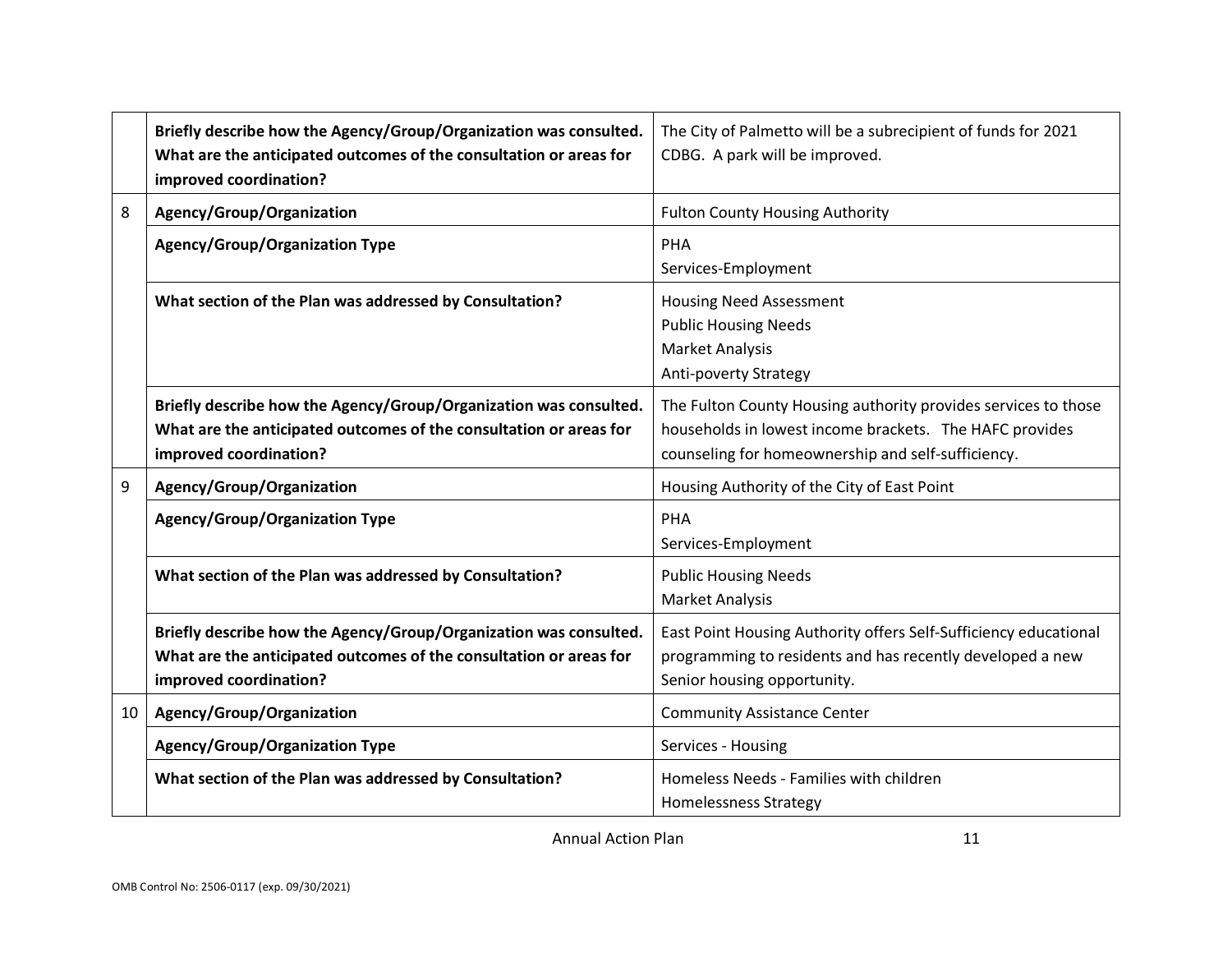| | | |
|---|---|---|
| | **Briefly describe how the Agency/Group/Organization was consulted. What are the anticipated outcomes of the consultation or areas for improved coordination?** | The City of Palmetto will be a subrecipient of funds for 2021 CDBG. A park will be improved. |
| 8 | **Agency/Group/Organization** | Fulton County Housing Authority |
| | **Agency/Group/Organization Type** | PHA<br>Services-Employment |
| | **What section of the Plan was addressed by Consultation?** | Housing Need Assessment<br>Public Housing Needs<br>Market Analysis<br>Anti-poverty Strategy |
| | **Briefly describe how the Agency/Group/Organization was consulted. What are the anticipated outcomes of the consultation or areas for improved coordination?** | The Fulton County Housing authority provides services to those households in lowest income brackets. The HAFC provides counseling for homeownership and self-sufficiency. |
| 9 | **Agency/Group/Organization** | Housing Authority of the City of East Point |
| | **Agency/Group/Organization Type** | PHA<br>Services-Employment |
| | **What section of the Plan was addressed by Consultation?** | Public Housing Needs<br>Market Analysis |
| | **Briefly describe how the Agency/Group/Organization was consulted. What are the anticipated outcomes of the consultation or areas for improved coordination?** | East Point Housing Authority offers Self-Sufficiency educational programming to residents and has recently developed a new Senior housing opportunity. |
| 10 | **Agency/Group/Organization** | Community Assistance Center |
| | **Agency/Group/Organization Type** | Services - Housing |
| | **What section of the Plan was addressed by Consultation?** | Homeless Needs - Families with children<br>Homelessness Strategy |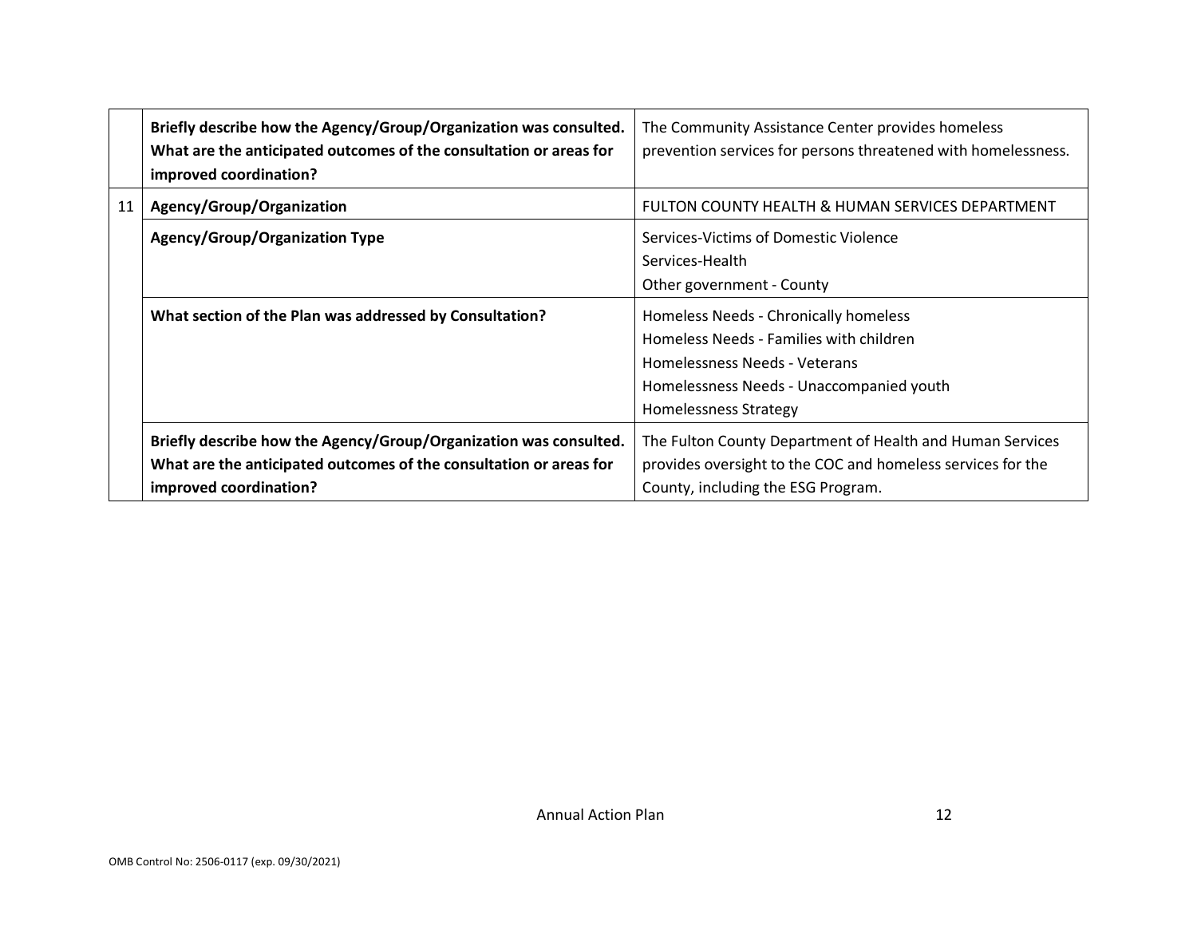| | | |
|---|---|---|
| | **Briefly describe how the Agency/Group/Organization was consulted. What are the anticipated outcomes of the consultation or areas for improved coordination?** | The Community Assistance Center provides homeless prevention services for persons threatened with homelessness. |
| 11 | **Agency/Group/Organization** | FULTON COUNTY HEALTH & HUMAN SERVICES DEPARTMENT |
| | **Agency/Group/Organization Type** | Services-Victims of Domestic Violence<br>Services-Health<br>Other government - County |
| | **What section of the Plan was addressed by Consultation?** | Homeless Needs - Chronically homeless<br>Homeless Needs - Families with children<br>Homelessness Needs - Veterans<br>Homelessness Needs - Unaccompanied youth<br>Homelessness Strategy |
| | **Briefly describe how the Agency/Group/Organization was consulted. What are the anticipated outcomes of the consultation or areas for improved coordination?** | The Fulton County Department of Health and Human Services provides oversight to the COC and homeless services for the County, including the ESG Program. |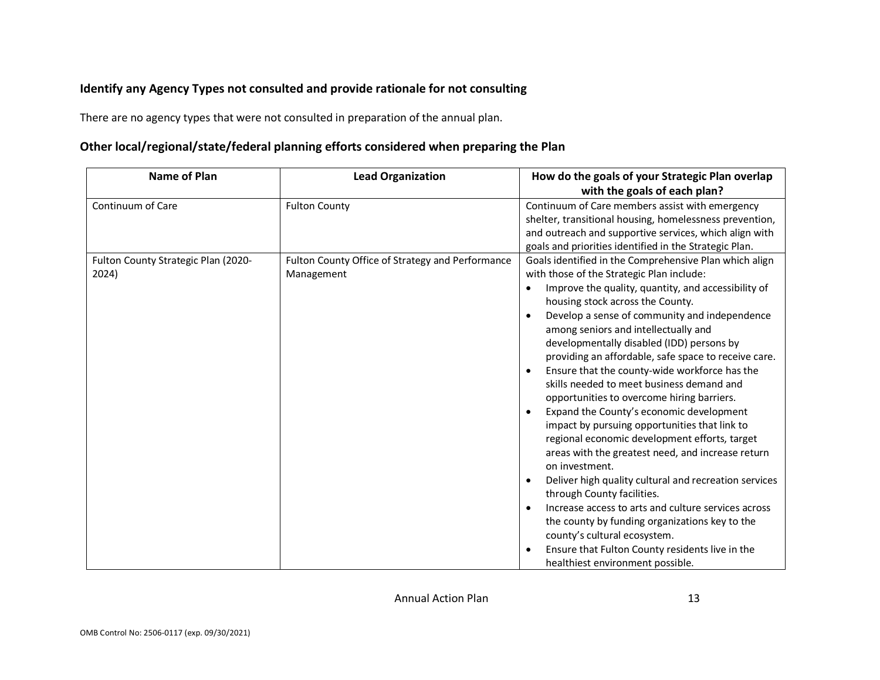### Identify any Agency Types not consulted and provide rationale for not consulting

There are no agency types that were not consulted in preparation of the annual plan.

### Other local/regional/state/federal planning efforts considered when preparing the Plan

| Name of Plan | Lead Organization | How do the goals of your Strategic Plan overlap with the goals of each plan? |
|---|---|---|
| Continuum of Care | Fulton County | Continuum of Care members assist with emergency shelter, transitional housing, homelessness prevention, and outreach and supportive services, which align with goals and priorities identified in the Strategic Plan. |
| Fulton County Strategic Plan (2020-2024) | Fulton County Office of Strategy and Performance Management | Goals identified in the Comprehensive Plan which align with those of the Strategic Plan include: <br>• Improve the quality, quantity, and accessibility of housing stock across the County. <br>• Develop a sense of community and independence among seniors and intellectually and developmentally disabled (IDD) persons by providing an affordable, safe space to receive care. <br>• Ensure that the county-wide workforce has the skills needed to meet business demand and opportunities to overcome hiring barriers. <br>• Expand the County's economic development impact by pursuing opportunities that link to regional economic development efforts, target areas with the greatest need, and increase return on investment. <br>• Deliver high quality cultural and recreation services through County facilities. <br>• Increase access to arts and culture services across the county by funding organizations key to the county's cultural ecosystem. <br>• Ensure that Fulton County residents live in the healthiest environment possible. |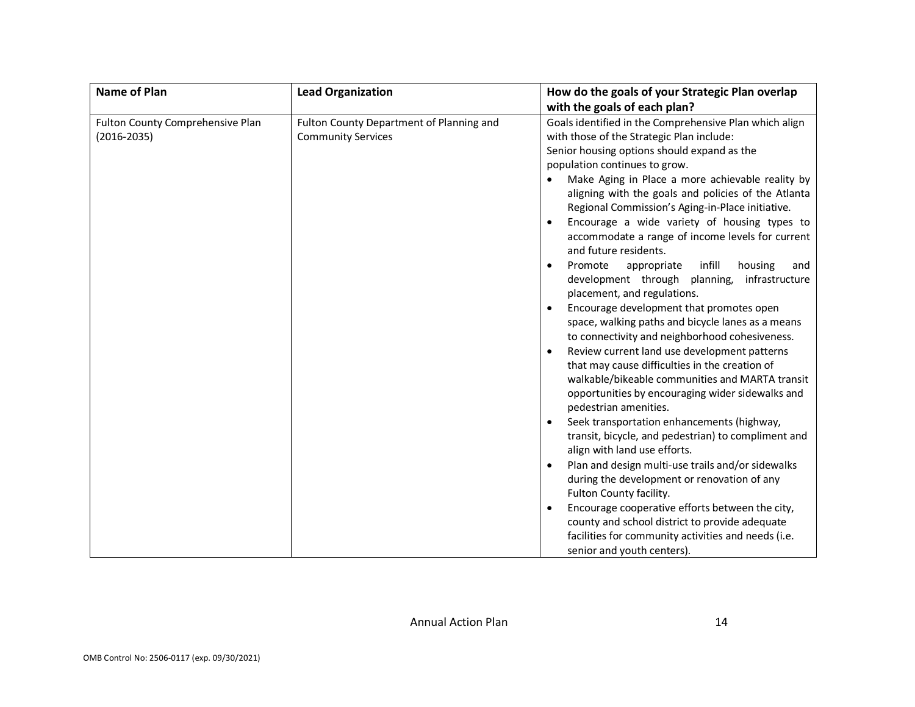| Name of Plan | Lead Organization | How do the goals of your Strategic Plan overlap with the goals of each plan? |
|---|---|---|
| Fulton County Comprehensive Plan (2016-2035) | Fulton County Department of Planning and Community Services | Goals identified in the Comprehensive Plan which align with those of the Strategic Plan include:<br>Senior housing options should expand as the population continues to grow.<br>• Make Aging in Place a more achievable reality by aligning with the goals and policies of the Atlanta Regional Commission's Aging-in-Place initiative.<br>• Encourage a wide variety of housing types to accommodate a range of income levels for current and future residents.<br>• Promote appropriate infill housing and development through planning, infrastructure placement, and regulations.<br>• Encourage development that promotes open space, walking paths and bicycle lanes as a means to connectivity and neighborhood cohesiveness.<br>• Review current land use development patterns that may cause difficulties in the creation of walkable/bikeable communities and MARTA transit opportunities by encouraging wider sidewalks and pedestrian amenities.<br>• Seek transportation enhancements (highway, transit, bicycle, and pedestrian) to compliment and align with land use efforts.<br>• Plan and design multi-use trails and/or sidewalks during the development or renovation of any Fulton County facility.<br>• Encourage cooperative efforts between the city, county and school district to provide adequate facilities for community activities and needs (i.e. senior and youth centers). |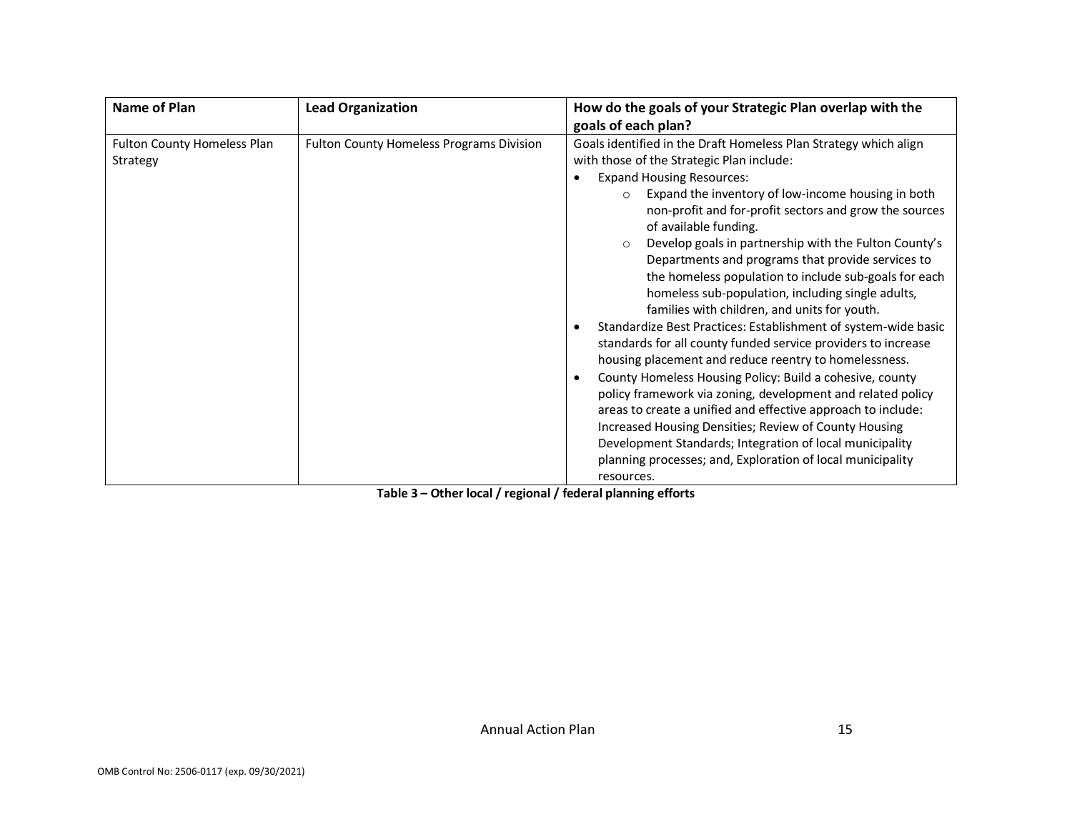| Name of Plan | Lead Organization | How do the goals of your Strategic Plan overlap with the goals of each plan? |
| --- | --- | --- |
| Fulton County Homeless Plan Strategy | Fulton County Homeless Programs Division | Goals identified in the Draft Homeless Plan Strategy which align with those of the Strategic Plan include:<br>• Expand Housing Resources:<br>  ○ Expand the inventory of low-income housing in both non-profit and for-profit sectors and grow the sources of available funding.<br>  ○ Develop goals in partnership with the Fulton County's Departments and programs that provide services to the homeless population to include sub-goals for each homeless sub-population, including single adults, families with children, and units for youth.<br>• Standardize Best Practices: Establishment of system-wide basic standards for all county funded service providers to increase housing placement and reduce reentry to homelessness.<br>• County Homeless Housing Policy: Build a cohesive, county policy framework via zoning, development and related policy areas to create a unified and effective approach to include: Increased Housing Densities; Review of County Housing Development Standards; Integration of local municipality planning processes; and, Exploration of local municipality resources. |

**Table 3 – Other local / regional / federal planning efforts**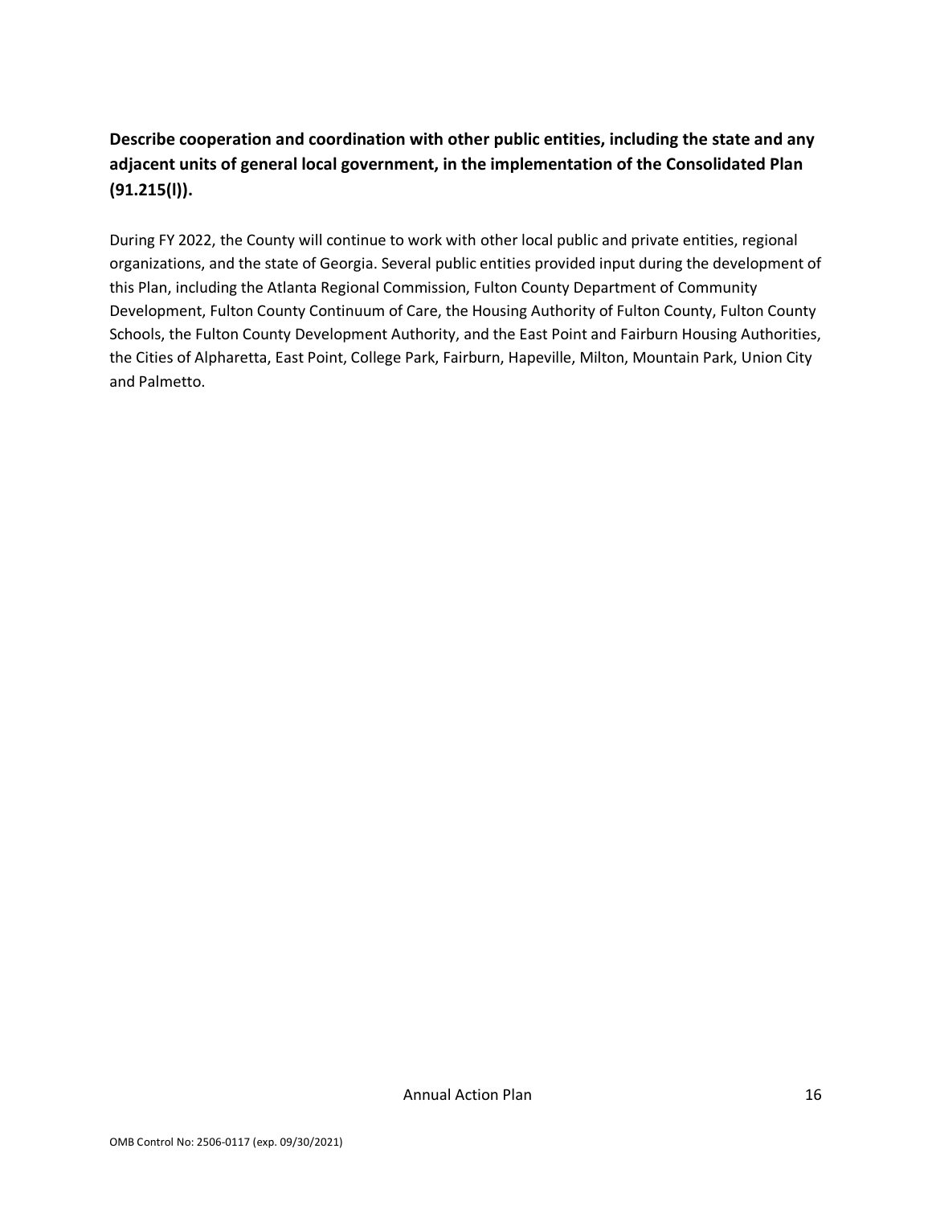**Describe cooperation and coordination with other public entities, including the state and any adjacent units of general local government, in the implementation of the Consolidated Plan (91.215(l)).**

During FY 2022, the County will continue to work with other local public and private entities, regional organizations, and the state of Georgia. Several public entities provided input during the development of this Plan, including the Atlanta Regional Commission, Fulton County Department of Community Development, Fulton County Continuum of Care, the Housing Authority of Fulton County, Fulton County Schools, the Fulton County Development Authority, and the East Point and Fairburn Housing Authorities, the Cities of Alpharetta, East Point, College Park, Fairburn, Hapeville, Milton, Mountain Park, Union City and Palmetto.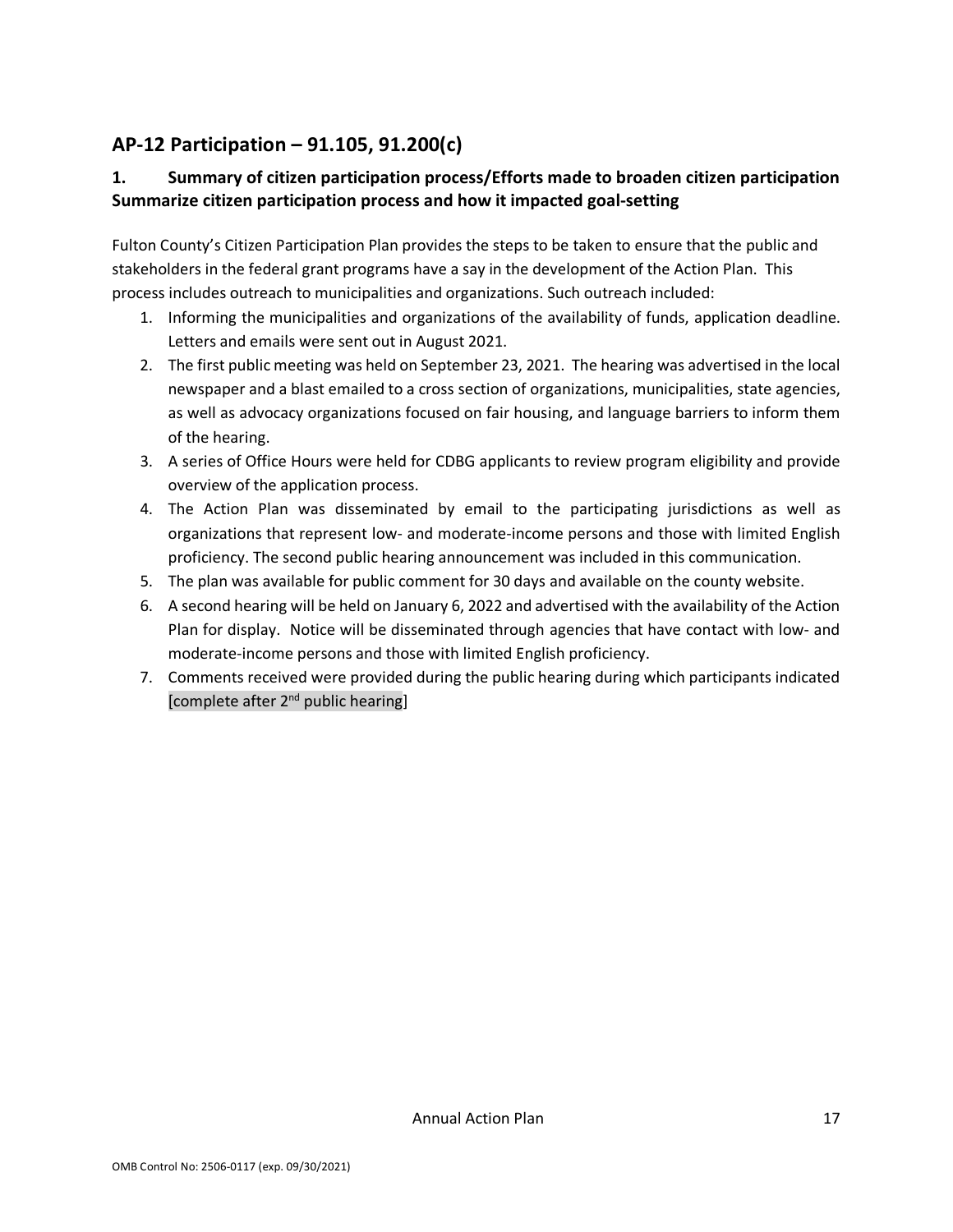## AP-12 Participation – 91.105, 91.200(c)

### 1. Summary of citizen participation process/Efforts made to broaden citizen participation Summarize citizen participation process and how it impacted goal-setting

Fulton County's Citizen Participation Plan provides the steps to be taken to ensure that the public and stakeholders in the federal grant programs have a say in the development of the Action Plan. This process includes outreach to municipalities and organizations. Such outreach included:

1. Informing the municipalities and organizations of the availability of funds, application deadline. Letters and emails were sent out in August 2021.
2. The first public meeting was held on September 23, 2021. The hearing was advertised in the local newspaper and a blast emailed to a cross section of organizations, municipalities, state agencies, as well as advocacy organizations focused on fair housing, and language barriers to inform them of the hearing.
3. A series of Office Hours were held for CDBG applicants to review program eligibility and provide overview of the application process.
4. The Action Plan was disseminated by email to the participating jurisdictions as well as organizations that represent low- and moderate-income persons and those with limited English proficiency. The second public hearing announcement was included in this communication.
5. The plan was available for public comment for 30 days and available on the county website.
6. A second hearing will be held on January 6, 2022 and advertised with the availability of the Action Plan for display. Notice will be disseminated through agencies that have contact with low- and moderate-income persons and those with limited English proficiency.
7. Comments received were provided during the public hearing during which participants indicated [complete after 2nd public hearing]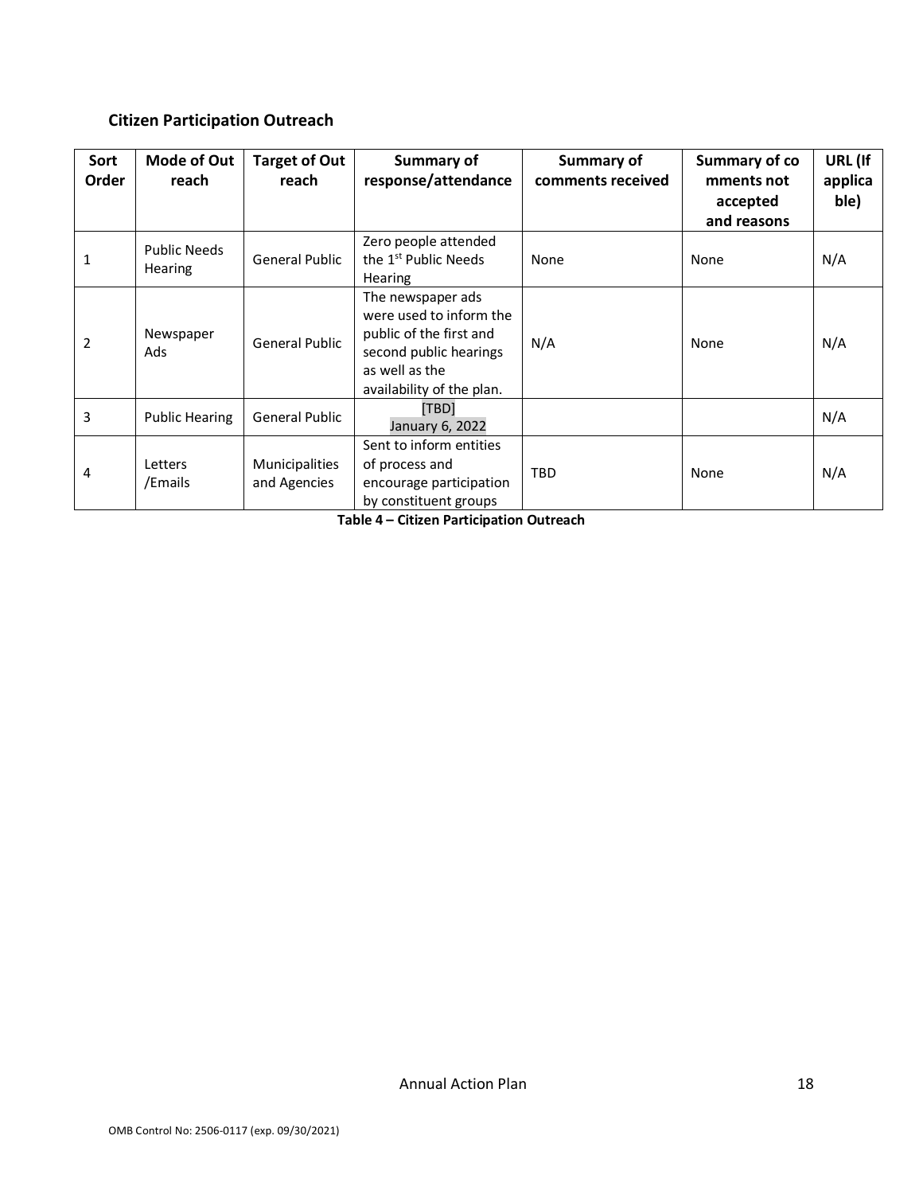### Citizen Participation Outreach

| Sort Order | Mode of Outreach | Target of Outreach | Summary of response/attendance | Summary of comments received | Summary of comments not accepted and reasons | URL (If applicable) |
|---|---|---|---|---|---|---|
| 1 | Public Needs Hearing | General Public | Zero people attended the 1st Public Needs Hearing | None | None | N/A |
| 2 | Newspaper Ads | General Public | The newspaper ads were used to inform the public of the first and second public hearings as well as the availability of the plan. | N/A | None | N/A |
| 3 | Public Hearing | General Public | [TBD] January 6, 2022 | | | N/A |
| 4 | Letters /Emails | Municipalities and Agencies | Sent to inform entities of process and encourage participation by constituent groups | TBD | None | N/A |

**Table 4 – Citizen Participation Outreach**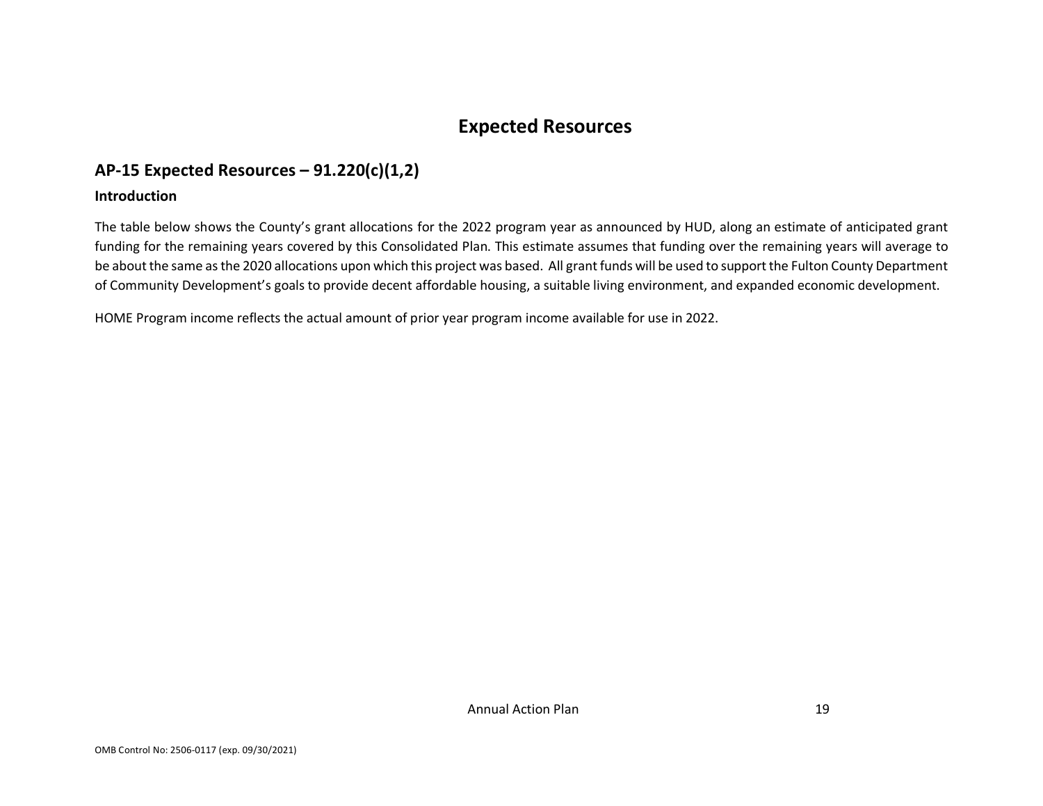# Expected Resources

## AP-15 Expected Resources – 91.220(c)(1,2)

### Introduction

The table below shows the County's grant allocations for the 2022 program year as announced by HUD, along an estimate of anticipated grant funding for the remaining years covered by this Consolidated Plan. This estimate assumes that funding over the remaining years will average to be about the same as the 2020 allocations upon which this project was based. All grant funds will be used to support the Fulton County Department of Community Development's goals to provide decent affordable housing, a suitable living environment, and expanded economic development.

HOME Program income reflects the actual amount of prior year program income available for use in 2022.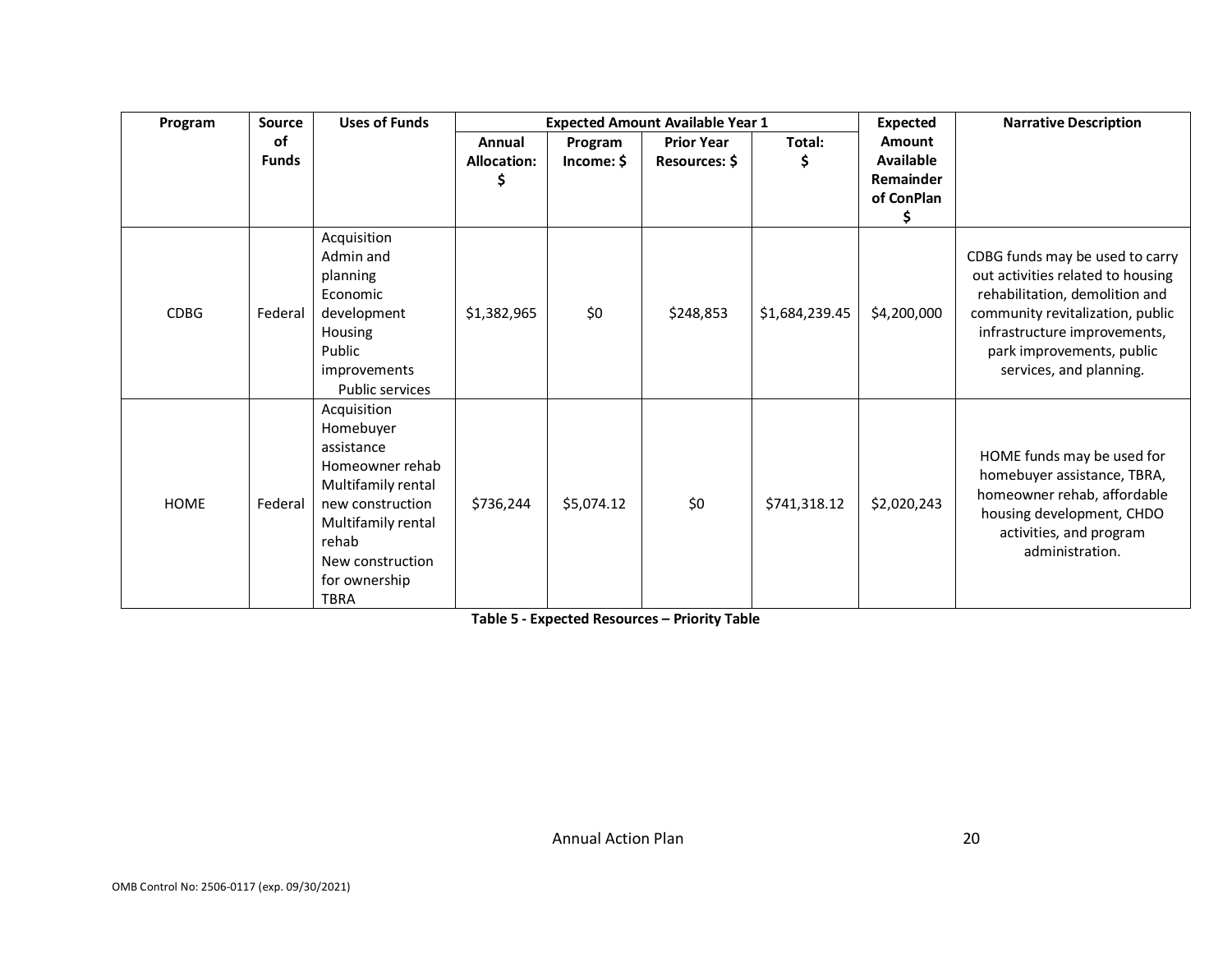| Program | Source of Funds | Uses of Funds | Expected Amount Available Year 1 | | | | Expected Amount Available Remainder of ConPlan $ | Narrative Description |
|---|---|---|---|---|---|---|---|---|
| | | | Annual Allocation: $ | Program Income: $ | Prior Year Resources: $ | Total: $ | | |
| CDBG | Federal | Acquisition<br>Admin and planning<br>Economic development<br>Housing<br>Public improvements<br>Public services | $1,382,965 | $0 | $248,853 | $1,684,239.45 | $4,200,000 | CDBG funds may be used to carry out activities related to housing rehabilitation, demolition and community revitalization, public infrastructure improvements, park improvements, public services, and planning. |
| HOME | Federal | Acquisition<br>Homebuyer assistance<br>Homeowner rehab<br>Multifamily rental new construction<br>Multifamily rental rehab<br>New construction for ownership<br>TBRA | $736,244 | $5,074.12 | $0 | $741,318.12 | $2,020,243 | HOME funds may be used for homebuyer assistance, TBRA, homeowner rehab, affordable housing development, CHDO activities, and program administration. |

**Table 5 - Expected Resources – Priority Table**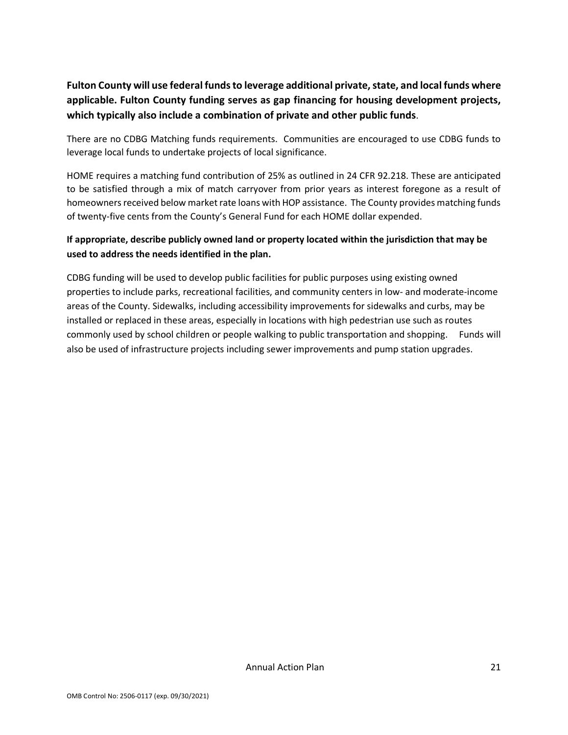**Fulton County will use federal funds to leverage additional private, state, and local funds where applicable. Fulton County funding serves as gap financing for housing development projects, which typically also include a combination of private and other public funds**.

There are no CDBG Matching funds requirements. Communities are encouraged to use CDBG funds to leverage local funds to undertake projects of local significance.

HOME requires a matching fund contribution of 25% as outlined in 24 CFR 92.218. These are anticipated to be satisfied through a mix of match carryover from prior years as interest foregone as a result of homeowners received below market rate loans with HOP assistance. The County provides matching funds of twenty-five cents from the County's General Fund for each HOME dollar expended.

**If appropriate, describe publicly owned land or property located within the jurisdiction that may be used to address the needs identified in the plan.**

CDBG funding will be used to develop public facilities for public purposes using existing owned properties to include parks, recreational facilities, and community centers in low- and moderate-income areas of the County. Sidewalks, including accessibility improvements for sidewalks and curbs, may be installed or replaced in these areas, especially in locations with high pedestrian use such as routes commonly used by school children or people walking to public transportation and shopping. Funds will also be used of infrastructure projects including sewer improvements and pump station upgrades.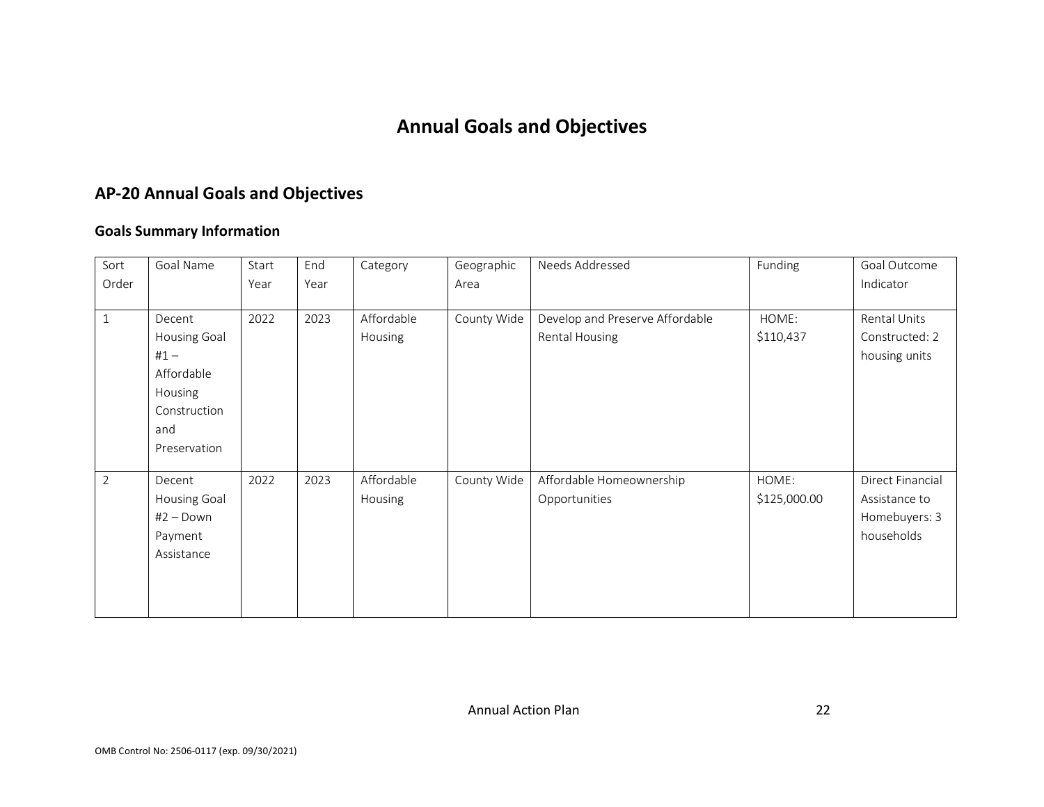# Annual Goals and Objectives

## AP-20 Annual Goals and Objectives

### Goals Summary Information

| Sort Order | Goal Name | Start Year | End Year | Category | Geographic Area | Needs Addressed | Funding | Goal Outcome Indicator |
|---|---|---|---|---|---|---|---|---|
| 1 | Decent Housing Goal #1 – Affordable Housing Construction and Preservation | 2022 | 2023 | Affordable Housing | County Wide | Develop and Preserve Affordable Rental Housing | HOME: $110,437 | Rental Units Constructed: 2 housing units |
| 2 | Decent Housing Goal #2 – Down Payment Assistance | 2022 | 2023 | Affordable Housing | County Wide | Affordable Homeownership Opportunities | HOME: $125,000.00 | Direct Financial Assistance to Homebuyers: 3 households |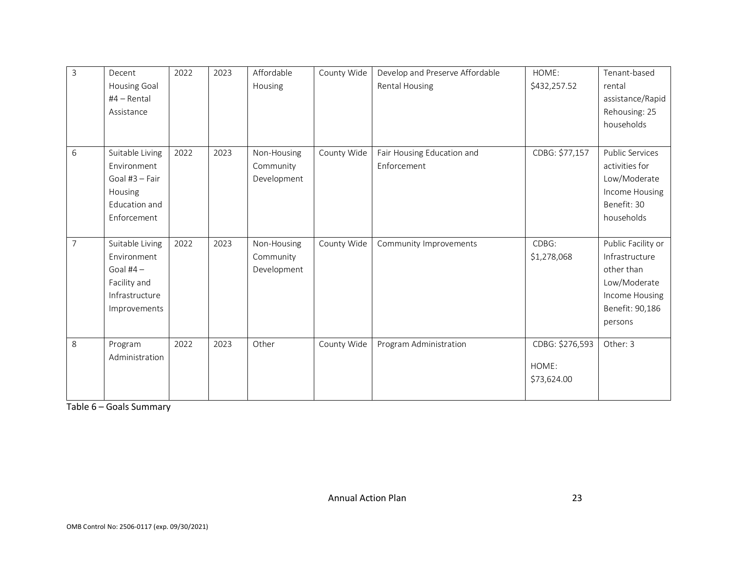| 3 | Decent Housing Goal #4 – Rental Assistance | 2022 | 2023 | Affordable Housing | County Wide | Develop and Preserve Affordable Rental Housing | HOME: $432,257.52 | Tenant-based rental assistance/Rapid Rehousing: 25 households |
|---|---|---|---|---|---|---|---|---|
| 6 | Suitable Living Environment Goal #3 – Fair Housing Education and Enforcement | 2022 | 2023 | Non-Housing Community Development | County Wide | Fair Housing Education and Enforcement | CDBG: $77,157 | Public Services activities for Low/Moderate Income Housing Benefit: 30 households |
| 7 | Suitable Living Environment Goal #4 – Facility and Infrastructure Improvements | 2022 | 2023 | Non-Housing Community Development | County Wide | Community Improvements | CDBG: $1,278,068 | Public Facility or Infrastructure other than Low/Moderate Income Housing Benefit: 90,186 persons |
| 8 | Program Administration | 2022 | 2023 | Other | County Wide | Program Administration | CDBG: $276,593<br>HOME: $73,624.00 | Other: 3 |

Table 6 – Goals Summary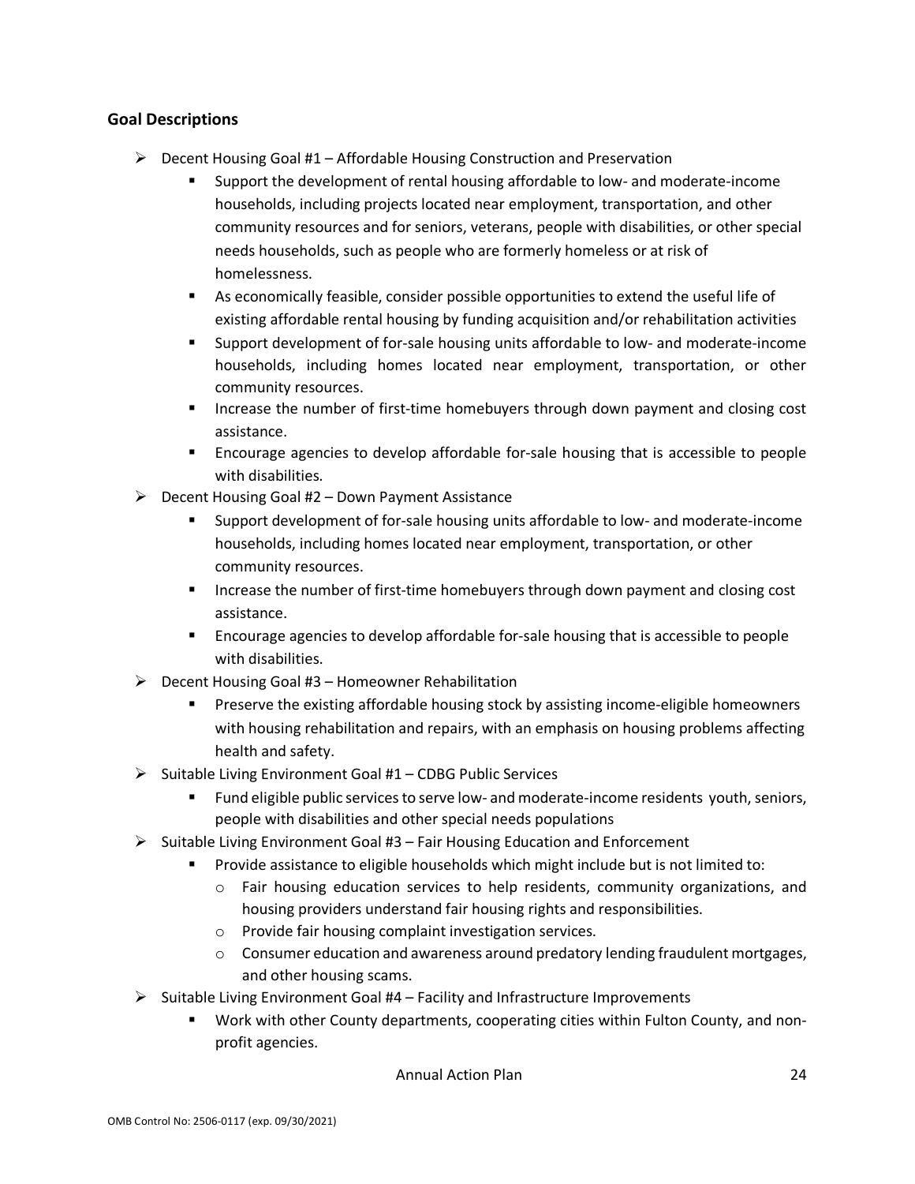## Goal Descriptions

- Decent Housing Goal #1 – Affordable Housing Construction and Preservation
    - Support the development of rental housing affordable to low- and moderate-income households, including projects located near employment, transportation, and other community resources and for seniors, veterans, people with disabilities, or other special needs households, such as people who are formerly homeless or at risk of homelessness.
    - As economically feasible, consider possible opportunities to extend the useful life of existing affordable rental housing by funding acquisition and/or rehabilitation activities
    - Support development of for-sale housing units affordable to low- and moderate-income households, including homes located near employment, transportation, or other community resources.
    - Increase the number of first-time homebuyers through down payment and closing cost assistance.
    - Encourage agencies to develop affordable for-sale housing that is accessible to people with disabilities.
- Decent Housing Goal #2 – Down Payment Assistance
    - Support development of for-sale housing units affordable to low- and moderate-income households, including homes located near employment, transportation, or other community resources.
    - Increase the number of first-time homebuyers through down payment and closing cost assistance.
    - Encourage agencies to develop affordable for-sale housing that is accessible to people with disabilities.
- Decent Housing Goal #3 – Homeowner Rehabilitation
    - Preserve the existing affordable housing stock by assisting income-eligible homeowners with housing rehabilitation and repairs, with an emphasis on housing problems affecting health and safety.
- Suitable Living Environment Goal #1 – CDBG Public Services
    - Fund eligible public services to serve low- and moderate-income residents youth, seniors, people with disabilities and other special needs populations
- Suitable Living Environment Goal #3 – Fair Housing Education and Enforcement
    - Provide assistance to eligible households which might include but is not limited to:
        - Fair housing education services to help residents, community organizations, and housing providers understand fair housing rights and responsibilities.
        - Provide fair housing complaint investigation services.
        - Consumer education and awareness around predatory lending fraudulent mortgages, and other housing scams.
- Suitable Living Environment Goal #4 – Facility and Infrastructure Improvements
    - Work with other County departments, cooperating cities within Fulton County, and non-profit agencies.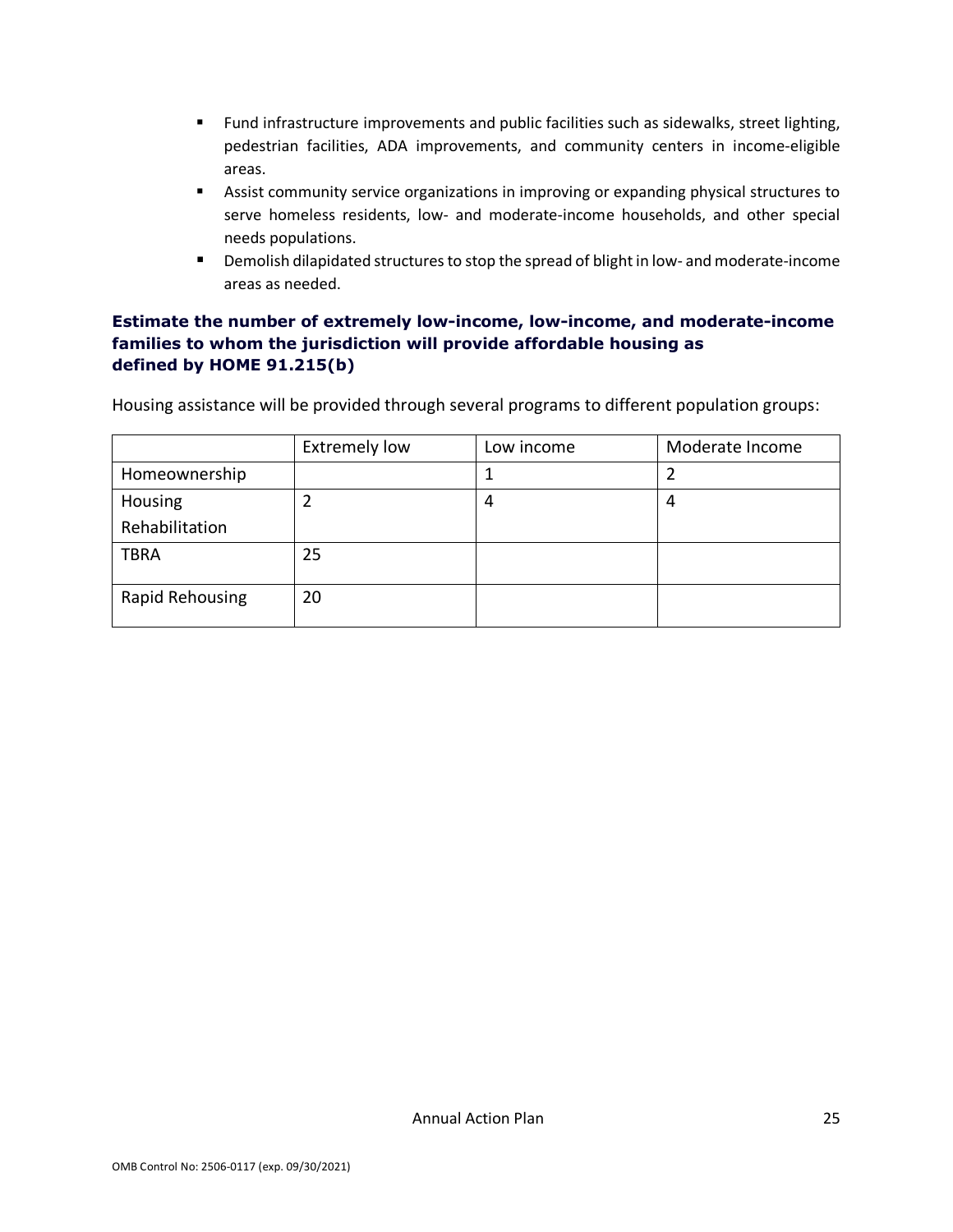- Fund infrastructure improvements and public facilities such as sidewalks, street lighting, pedestrian facilities, ADA improvements, and community centers in income-eligible areas.
- Assist community service organizations in improving or expanding physical structures to serve homeless residents, low- and moderate-income households, and other special needs populations.
- Demolish dilapidated structures to stop the spread of blight in low- and moderate-income areas as needed.

**Estimate the number of extremely low-income, low-income, and moderate-income families to whom the jurisdiction will provide affordable housing as defined by HOME 91.215(b)**

Housing assistance will be provided through several programs to different population groups:

| | Extremely low | Low income | Moderate Income |
|---|---|---|---|
| Homeownership | | 1 | 2 |
| Housing Rehabilitation | 2 | 4 | 4 |
| TBRA | 25 | | |
| Rapid Rehousing | 20 | | |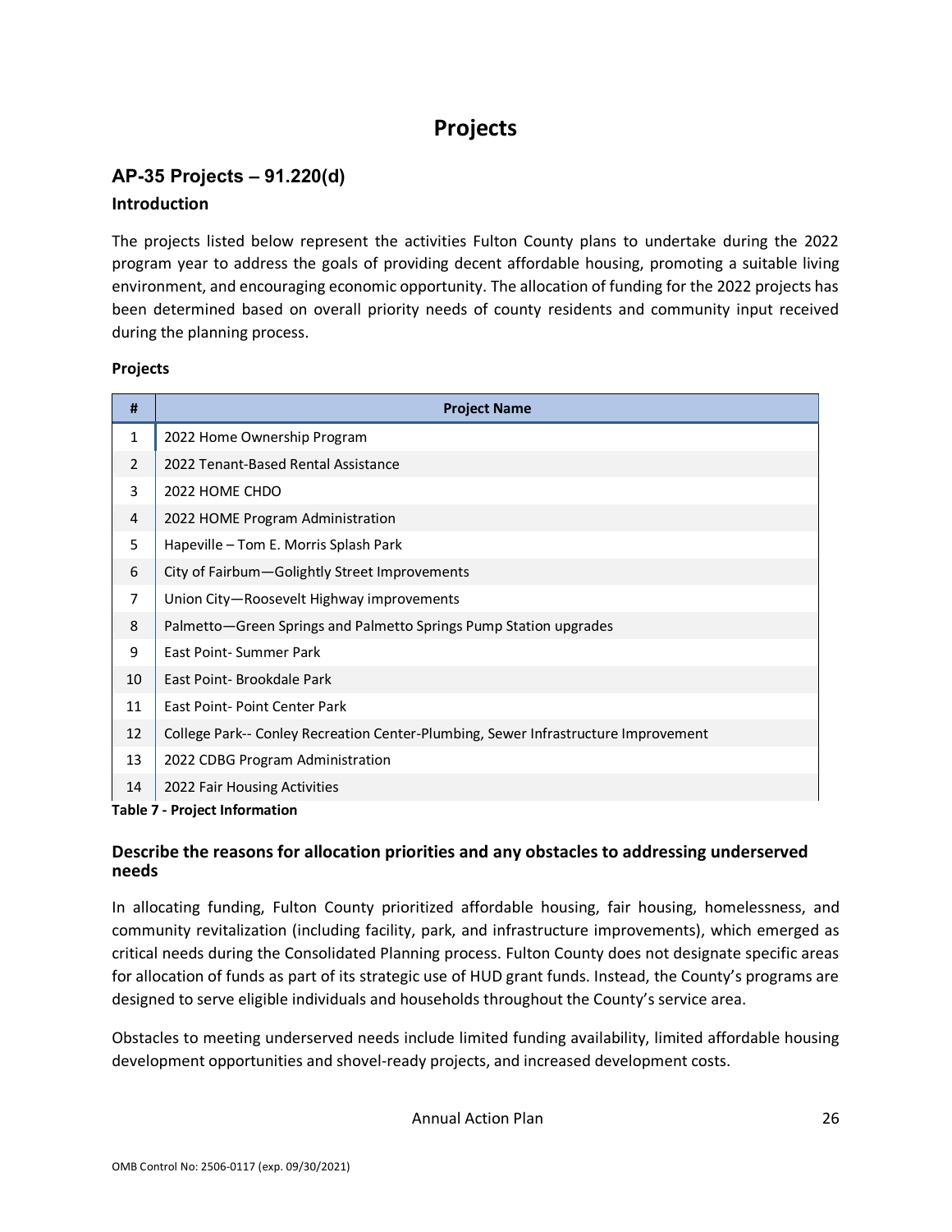# Projects

## AP-35 Projects – 91.220(d)

### Introduction

The projects listed below represent the activities Fulton County plans to undertake during the 2022 program year to address the goals of providing decent affordable housing, promoting a suitable living environment, and encouraging economic opportunity. The allocation of funding for the 2022 projects has been determined based on overall priority needs of county residents and community input received during the planning process.

**Projects**

| # | Project Name |
|---|---|
| 1 | 2022 Home Ownership Program |
| 2 | 2022 Tenant-Based Rental Assistance |
| 3 | 2022 HOME CHDO |
| 4 | 2022 HOME Program Administration |
| 5 | Hapeville – Tom E. Morris Splash Park |
| 6 | City of Fairbum—Golightly Street Improvements |
| 7 | Union City—Roosevelt Highway improvements |
| 8 | Palmetto—Green Springs and Palmetto Springs Pump Station upgrades |
| 9 | East Point- Summer Park |
| 10 | East Point- Brookdale Park |
| 11 | East Point- Point Center Park |
| 12 | College Park-- Conley Recreation Center-Plumbing, Sewer Infrastructure Improvement |
| 13 | 2022 CDBG Program Administration |
| 14 | 2022 Fair Housing Activities |

**Table 7 - Project Information**

### Describe the reasons for allocation priorities and any obstacles to addressing underserved needs

In allocating funding, Fulton County prioritized affordable housing, fair housing, homelessness, and community revitalization (including facility, park, and infrastructure improvements), which emerged as critical needs during the Consolidated Planning process. Fulton County does not designate specific areas for allocation of funds as part of its strategic use of HUD grant funds. Instead, the County's programs are designed to serve eligible individuals and households throughout the County's service area.

Obstacles to meeting underserved needs include limited funding availability, limited affordable housing development opportunities and shovel-ready projects, and increased development costs.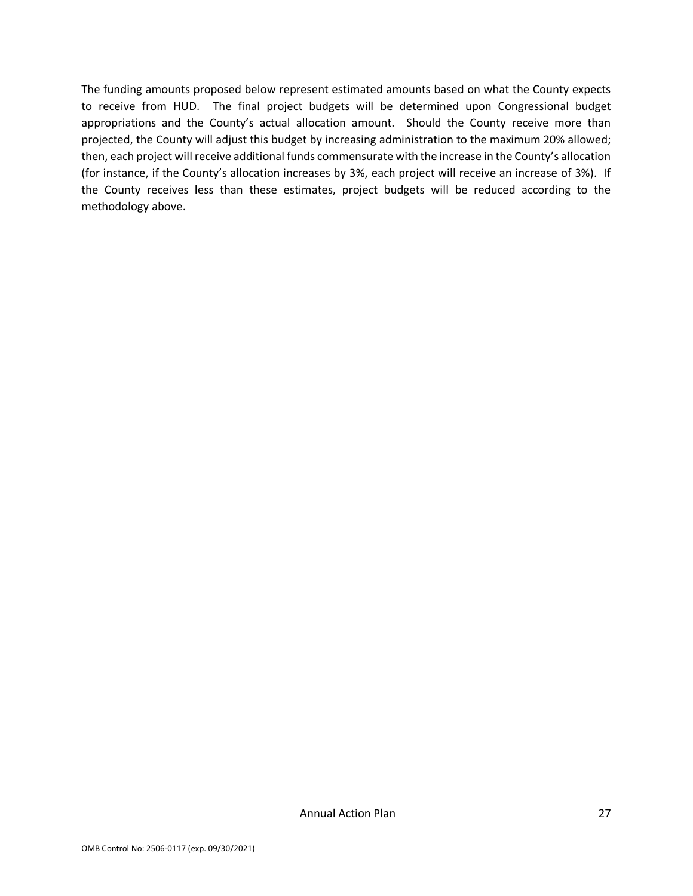The funding amounts proposed below represent estimated amounts based on what the County expects to receive from HUD. The final project budgets will be determined upon Congressional budget appropriations and the County's actual allocation amount. Should the County receive more than projected, the County will adjust this budget by increasing administration to the maximum 20% allowed; then, each project will receive additional funds commensurate with the increase in the County's allocation (for instance, if the County's allocation increases by 3%, each project will receive an increase of 3%). If the County receives less than these estimates, project budgets will be reduced according to the methodology above.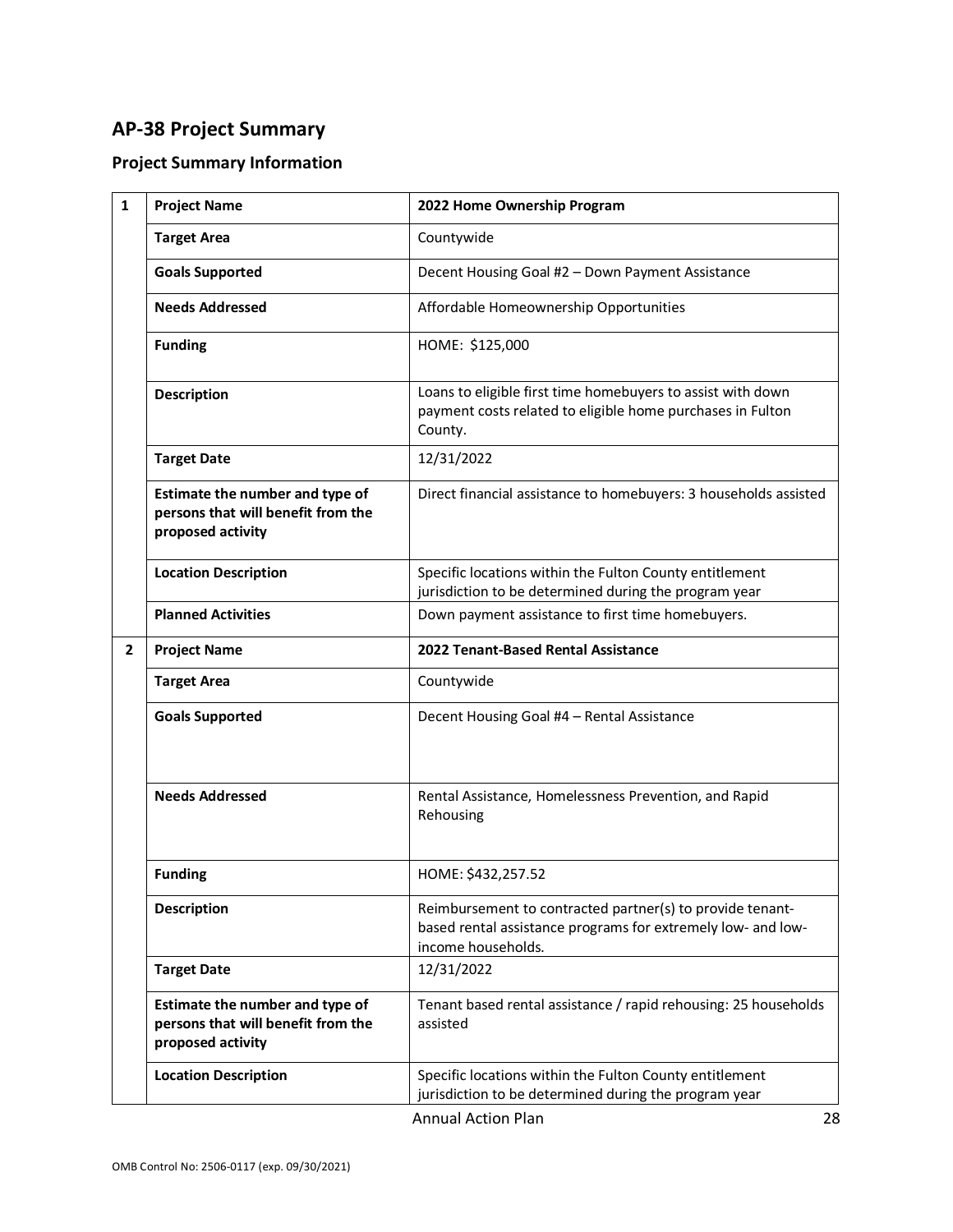## AP-38 Project Summary

### Project Summary Information

| | | |
|---|---|---|
| 1 | **Project Name** | **2022 Home Ownership Program** |
| | **Target Area** | Countywide |
| | **Goals Supported** | Decent Housing Goal #2 – Down Payment Assistance |
| | **Needs Addressed** | Affordable Homeownership Opportunities |
| | **Funding** | HOME: $125,000 |
| | **Description** | Loans to eligible first time homebuyers to assist with down payment costs related to eligible home purchases in Fulton County. |
| | **Target Date** | 12/31/2022 |
| | **Estimate the number and type of persons that will benefit from the proposed activity** | Direct financial assistance to homebuyers: 3 households assisted |
| | **Location Description** | Specific locations within the Fulton County entitlement jurisdiction to be determined during the program year |
| | **Planned Activities** | Down payment assistance to first time homebuyers. |
| 2 | **Project Name** | **2022 Tenant-Based Rental Assistance** |
| | **Target Area** | Countywide |
| | **Goals Supported** | Decent Housing Goal #4 – Rental Assistance |
| | **Needs Addressed** | Rental Assistance, Homelessness Prevention, and Rapid Rehousing |
| | **Funding** | HOME: $432,257.52 |
| | **Description** | Reimbursement to contracted partner(s) to provide tenant-based rental assistance programs for extremely low- and low-income households. |
| | **Target Date** | 12/31/2022 |
| | **Estimate the number and type of persons that will benefit from the proposed activity** | Tenant based rental assistance / rapid rehousing: 25 households assisted |
| | **Location Description** | Specific locations within the Fulton County entitlement jurisdiction to be determined during the program year |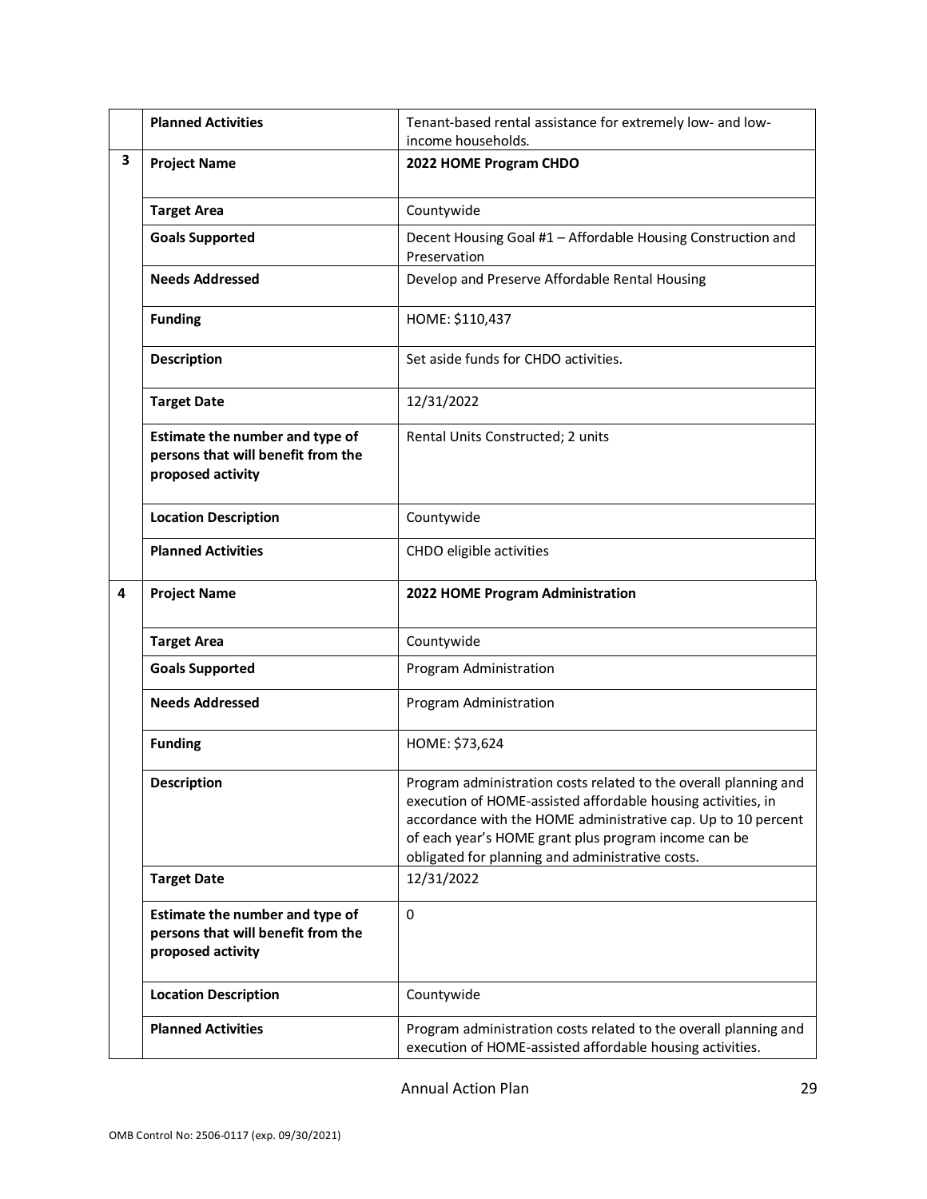| | | |
|---|---|---|
| | **Planned Activities** | Tenant-based rental assistance for extremely low- and low-income households. |
| **3** | **Project Name** | **2022 HOME Program CHDO** |
| | **Target Area** | Countywide |
| | **Goals Supported** | Decent Housing Goal #1 – Affordable Housing Construction and Preservation |
| | **Needs Addressed** | Develop and Preserve Affordable Rental Housing |
| | **Funding** | HOME: $110,437 |
| | **Description** | Set aside funds for CHDO activities. |
| | **Target Date** | 12/31/2022 |
| | **Estimate the number and type of persons that will benefit from the proposed activity** | Rental Units Constructed; 2 units |
| | **Location Description** | Countywide |
| | **Planned Activities** | CHDO eligible activities |
| **4** | **Project Name** | **2022 HOME Program Administration** |
| | **Target Area** | Countywide |
| | **Goals Supported** | Program Administration |
| | **Needs Addressed** | Program Administration |
| | **Funding** | HOME: $73,624 |
| | **Description** | Program administration costs related to the overall planning and execution of HOME-assisted affordable housing activities, in accordance with the HOME administrative cap. Up to 10 percent of each year's HOME grant plus program income can be obligated for planning and administrative costs. |
| | **Target Date** | 12/31/2022 |
| | **Estimate the number and type of persons that will benefit from the proposed activity** | 0 |
| | **Location Description** | Countywide |
| | **Planned Activities** | Program administration costs related to the overall planning and execution of HOME-assisted affordable housing activities. |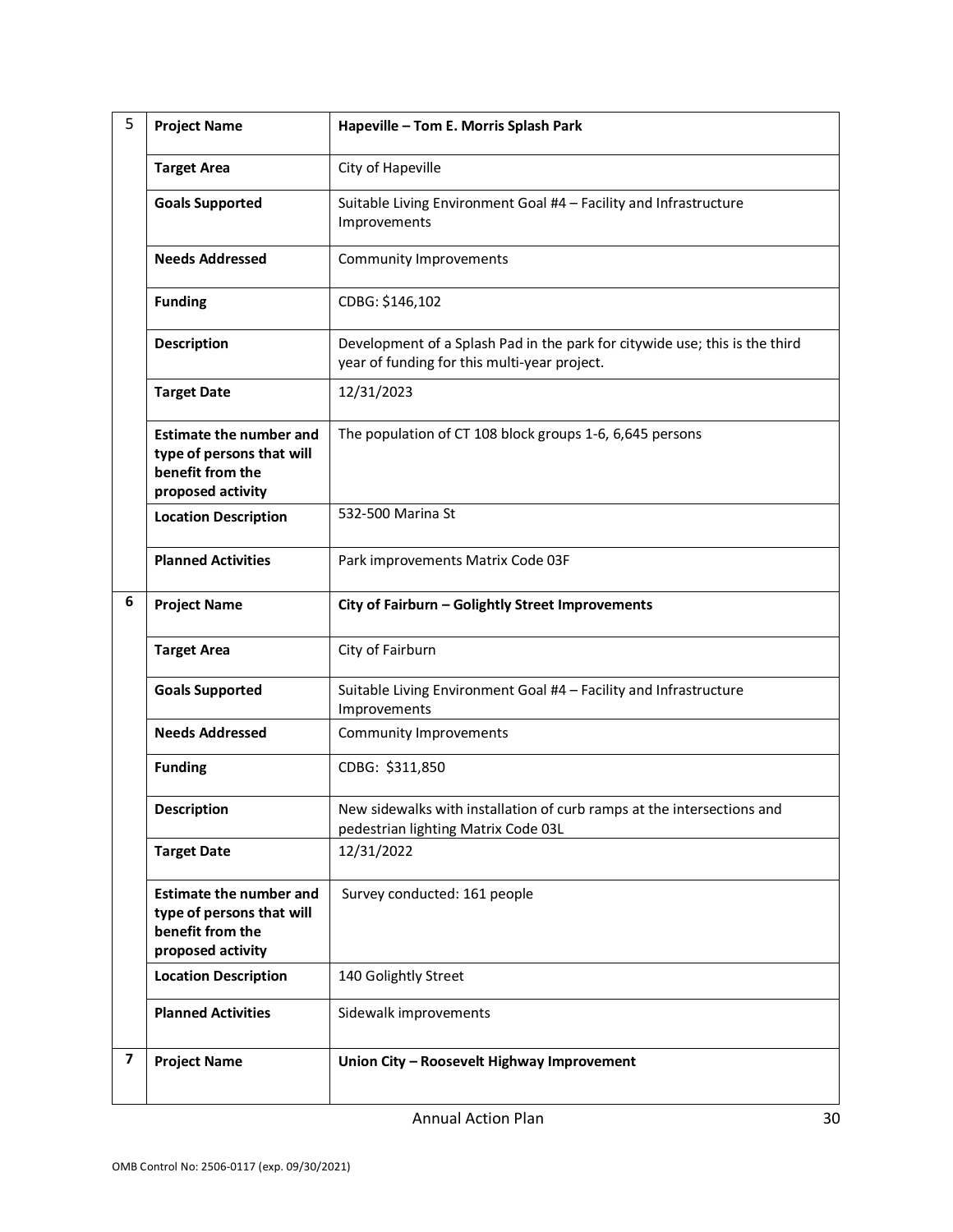| | | |
|---|---|---|
| 5 | **Project Name** | **Hapeville – Tom E. Morris Splash Park** |
| | **Target Area** | City of Hapeville |
| | **Goals Supported** | Suitable Living Environment Goal #4 – Facility and Infrastructure Improvements |
| | **Needs Addressed** | Community Improvements |
| | **Funding** | CDBG: $146,102 |
| | **Description** | Development of a Splash Pad in the park for citywide use; this is the third year of funding for this multi-year project. |
| | **Target Date** | 12/31/2023 |
| | **Estimate the number and type of persons that will benefit from the proposed activity** | The population of CT 108 block groups 1-6, 6,645 persons |
| | **Location Description** | 532-500 Marina St |
| | **Planned Activities** | Park improvements Matrix Code 03F |
| 6 | **Project Name** | **City of Fairburn – Golightly Street Improvements** |
| | **Target Area** | City of Fairburn |
| | **Goals Supported** | Suitable Living Environment Goal #4 – Facility and Infrastructure Improvements |
| | **Needs Addressed** | Community Improvements |
| | **Funding** | CDBG: $311,850 |
| | **Description** | New sidewalks with installation of curb ramps at the intersections and pedestrian lighting Matrix Code 03L |
| | **Target Date** | 12/31/2022 |
| | **Estimate the number and type of persons that will benefit from the proposed activity** | Survey conducted: 161 people |
| | **Location Description** | 140 Golightly Street |
| | **Planned Activities** | Sidewalk improvements |
| 7 | **Project Name** | **Union City – Roosevelt Highway Improvement** |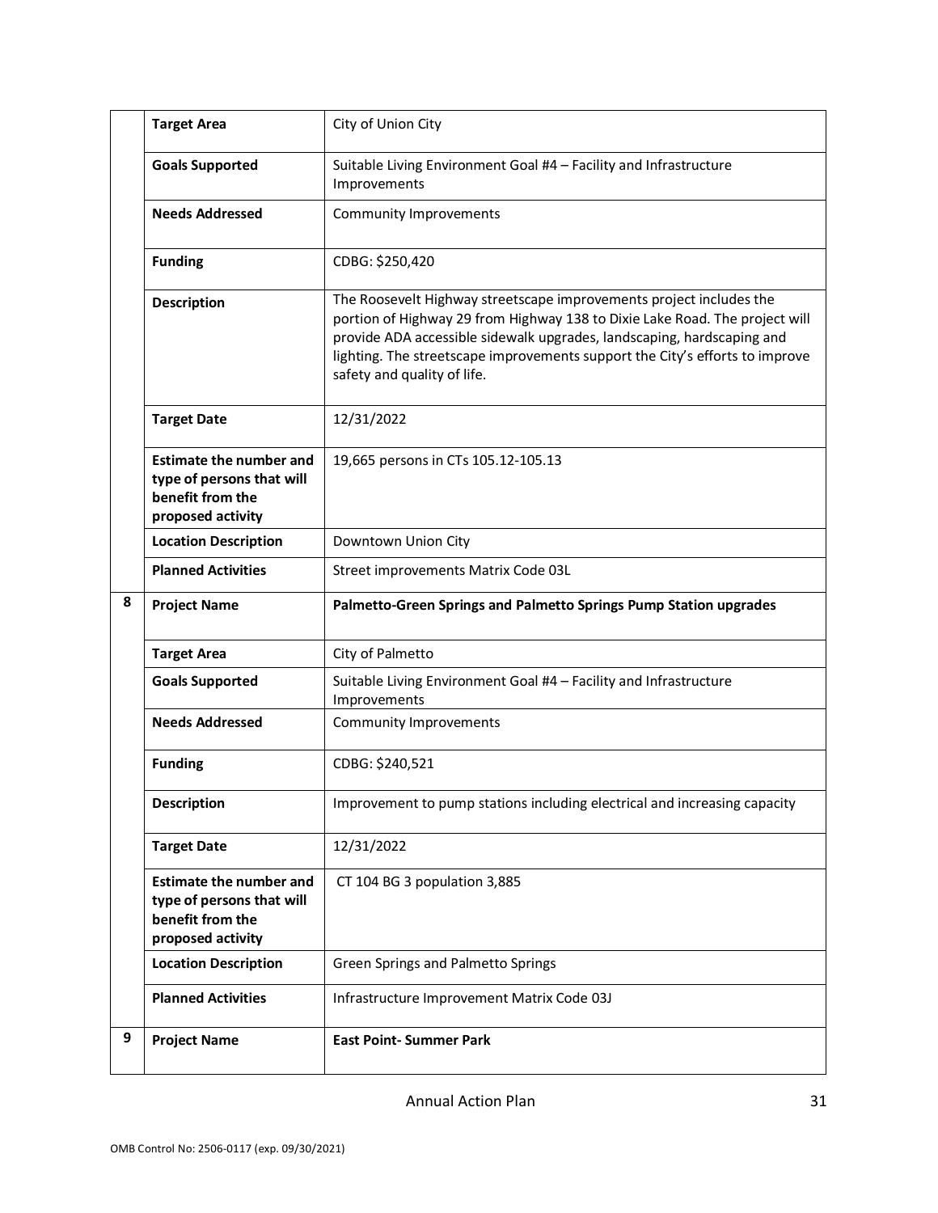| | | |
|---|---|---|
| | **Target Area** | City of Union City |
| | **Goals Supported** | Suitable Living Environment Goal #4 – Facility and Infrastructure Improvements |
| | **Needs Addressed** | Community Improvements |
| | **Funding** | CDBG: $250,420 |
| | **Description** | The Roosevelt Highway streetscape improvements project includes the portion of Highway 29 from Highway 138 to Dixie Lake Road. The project will provide ADA accessible sidewalk upgrades, landscaping, hardscaping and lighting. The streetscape improvements support the City's efforts to improve safety and quality of life. |
| | **Target Date** | 12/31/2022 |
| | **Estimate the number and type of persons that will benefit from the proposed activity** | 19,665 persons in CTs 105.12-105.13 |
| | **Location Description** | Downtown Union City |
| | **Planned Activities** | Street improvements Matrix Code 03L |
| 8 | **Project Name** | **Palmetto-Green Springs and Palmetto Springs Pump Station upgrades** |
| | **Target Area** | City of Palmetto |
| | **Goals Supported** | Suitable Living Environment Goal #4 – Facility and Infrastructure Improvements |
| | **Needs Addressed** | Community Improvements |
| | **Funding** | CDBG: $240,521 |
| | **Description** | Improvement to pump stations including electrical and increasing capacity |
| | **Target Date** | 12/31/2022 |
| | **Estimate the number and type of persons that will benefit from the proposed activity** | CT 104 BG 3 population 3,885 |
| | **Location Description** | Green Springs and Palmetto Springs |
| | **Planned Activities** | Infrastructure Improvement Matrix Code 03J |
| 9 | **Project Name** | **East Point- Summer Park** |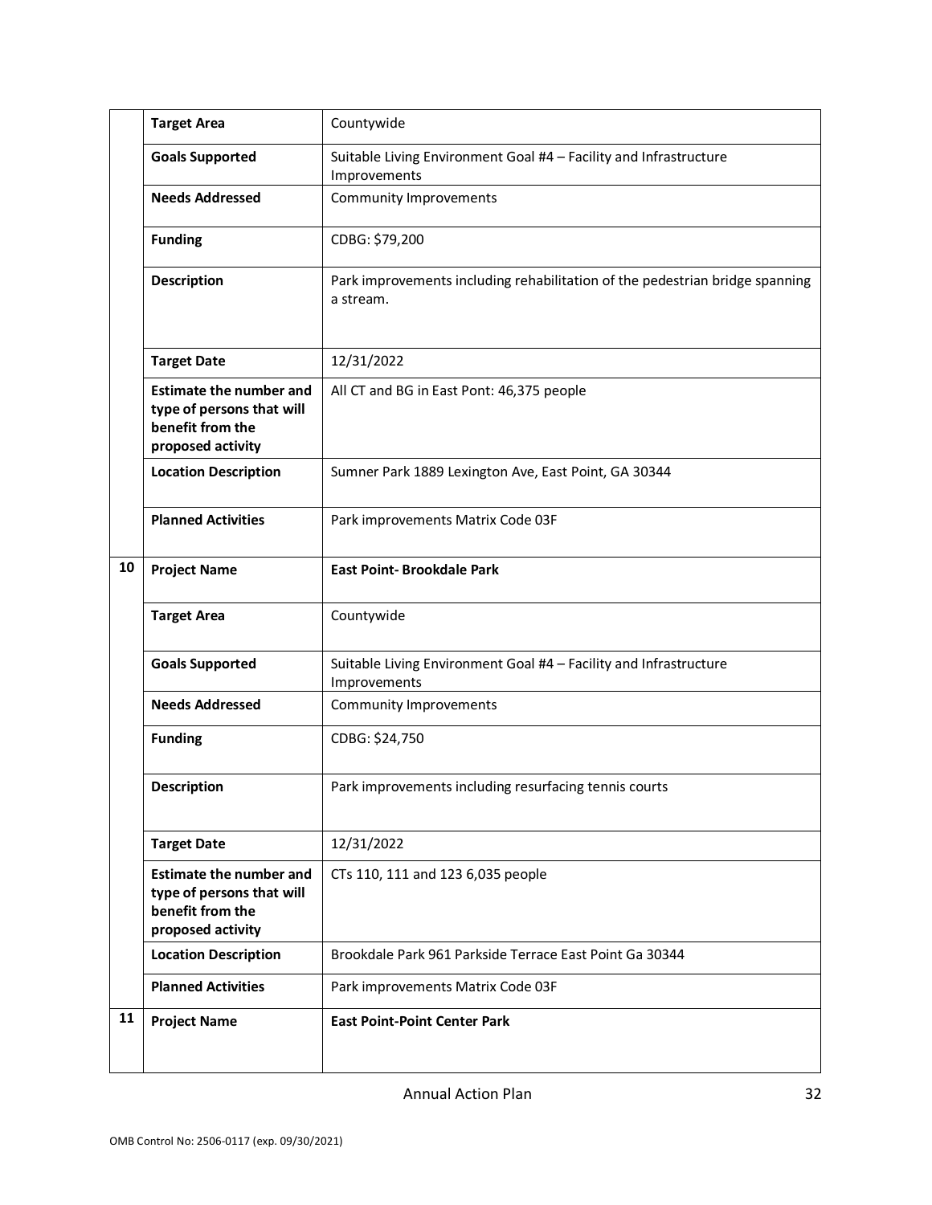| | | |
|---|---|---|
| | **Target Area** | Countywide |
| | **Goals Supported** | Suitable Living Environment Goal #4 – Facility and Infrastructure Improvements |
| | **Needs Addressed** | Community Improvements |
| | **Funding** | CDBG: $79,200 |
| | **Description** | Park improvements including rehabilitation of the pedestrian bridge spanning a stream. |
| | **Target Date** | 12/31/2022 |
| | **Estimate the number and type of persons that will benefit from the proposed activity** | All CT and BG in East Pont: 46,375 people |
| | **Location Description** | Sumner Park 1889 Lexington Ave, East Point, GA 30344 |
| | **Planned Activities** | Park improvements Matrix Code 03F |
| **10** | **Project Name** | **East Point- Brookdale Park** |
| | **Target Area** | Countywide |
| | **Goals Supported** | Suitable Living Environment Goal #4 – Facility and Infrastructure Improvements |
| | **Needs Addressed** | Community Improvements |
| | **Funding** | CDBG: $24,750 |
| | **Description** | Park improvements including resurfacing tennis courts |
| | **Target Date** | 12/31/2022 |
| | **Estimate the number and type of persons that will benefit from the proposed activity** | CTs 110, 111 and 123 6,035 people |
| | **Location Description** | Brookdale Park 961 Parkside Terrace East Point Ga 30344 |
| | **Planned Activities** | Park improvements Matrix Code 03F |
| **11** | **Project Name** | **East Point-Point Center Park** |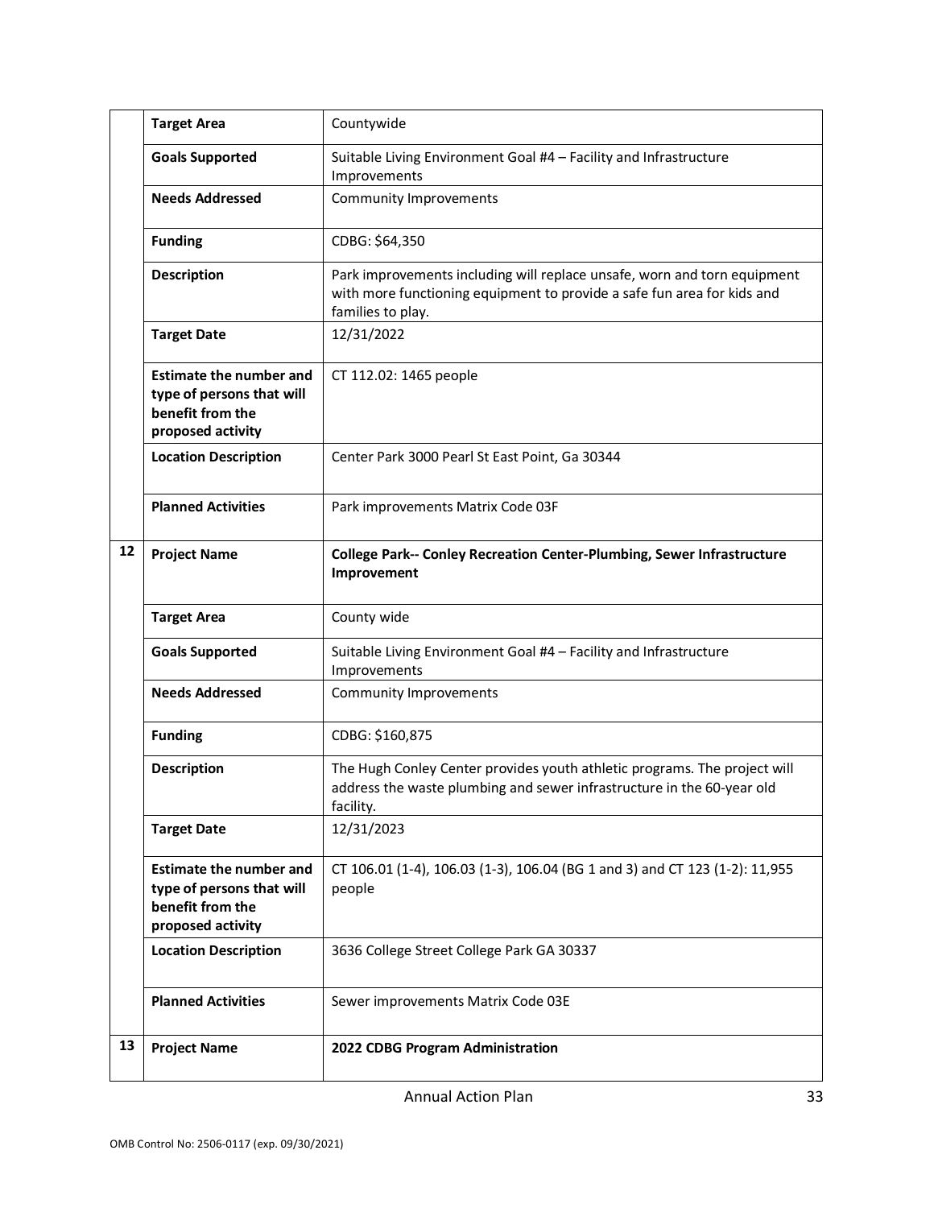| | | |
|---|---|---|
| | **Target Area** | Countywide |
| | **Goals Supported** | Suitable Living Environment Goal #4 – Facility and Infrastructure Improvements |
| | **Needs Addressed** | Community Improvements |
| | **Funding** | CDBG: $64,350 |
| | **Description** | Park improvements including will replace unsafe, worn and torn equipment with more functioning equipment to provide a safe fun area for kids and families to play. |
| | **Target Date** | 12/31/2022 |
| | **Estimate the number and type of persons that will benefit from the proposed activity** | CT 112.02: 1465 people |
| | **Location Description** | Center Park 3000 Pearl St East Point, Ga 30344 |
| | **Planned Activities** | Park improvements Matrix Code 03F |
| 12 | **Project Name** | **College Park-- Conley Recreation Center-Plumbing, Sewer Infrastructure Improvement** |
| | **Target Area** | County wide |
| | **Goals Supported** | Suitable Living Environment Goal #4 – Facility and Infrastructure Improvements |
| | **Needs Addressed** | Community Improvements |
| | **Funding** | CDBG: $160,875 |
| | **Description** | The Hugh Conley Center provides youth athletic programs. The project will address the waste plumbing and sewer infrastructure in the 60-year old facility. |
| | **Target Date** | 12/31/2023 |
| | **Estimate the number and type of persons that will benefit from the proposed activity** | CT 106.01 (1-4), 106.03 (1-3), 106.04 (BG 1 and 3) and CT 123 (1-2): 11,955 people |
| | **Location Description** | 3636 College Street College Park GA 30337 |
| | **Planned Activities** | Sewer improvements Matrix Code 03E |
| 13 | **Project Name** | **2022 CDBG Program Administration** |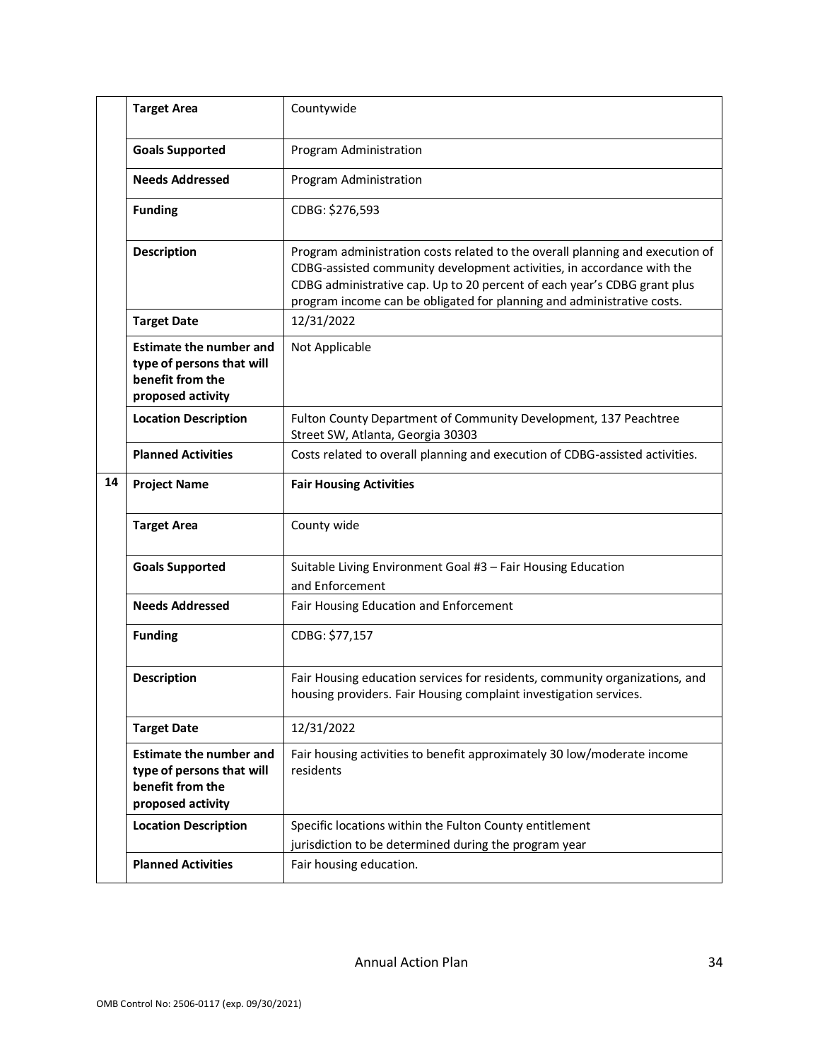| | | |
|---|---|---|
| | **Target Area** | Countywide |
| | **Goals Supported** | Program Administration |
| | **Needs Addressed** | Program Administration |
| | **Funding** | CDBG: $276,593 |
| | **Description** | Program administration costs related to the overall planning and execution of CDBG-assisted community development activities, in accordance with the CDBG administrative cap. Up to 20 percent of each year's CDBG grant plus program income can be obligated for planning and administrative costs. |
| | **Target Date** | 12/31/2022 |
| | **Estimate the number and type of persons that will benefit from the proposed activity** | Not Applicable |
| | **Location Description** | Fulton County Department of Community Development, 137 Peachtree Street SW, Atlanta, Georgia 30303 |
| | **Planned Activities** | Costs related to overall planning and execution of CDBG-assisted activities. |
| **14** | **Project Name** | **Fair Housing Activities** |
| | **Target Area** | County wide |
| | **Goals Supported** | Suitable Living Environment Goal #3 – Fair Housing Education and Enforcement |
| | **Needs Addressed** | Fair Housing Education and Enforcement |
| | **Funding** | CDBG: $77,157 |
| | **Description** | Fair Housing education services for residents, community organizations, and housing providers. Fair Housing complaint investigation services. |
| | **Target Date** | 12/31/2022 |
| | **Estimate the number and type of persons that will benefit from the proposed activity** | Fair housing activities to benefit approximately 30 low/moderate income residents |
| | **Location Description** | Specific locations within the Fulton County entitlement jurisdiction to be determined during the program year |
| | **Planned Activities** | Fair housing education. |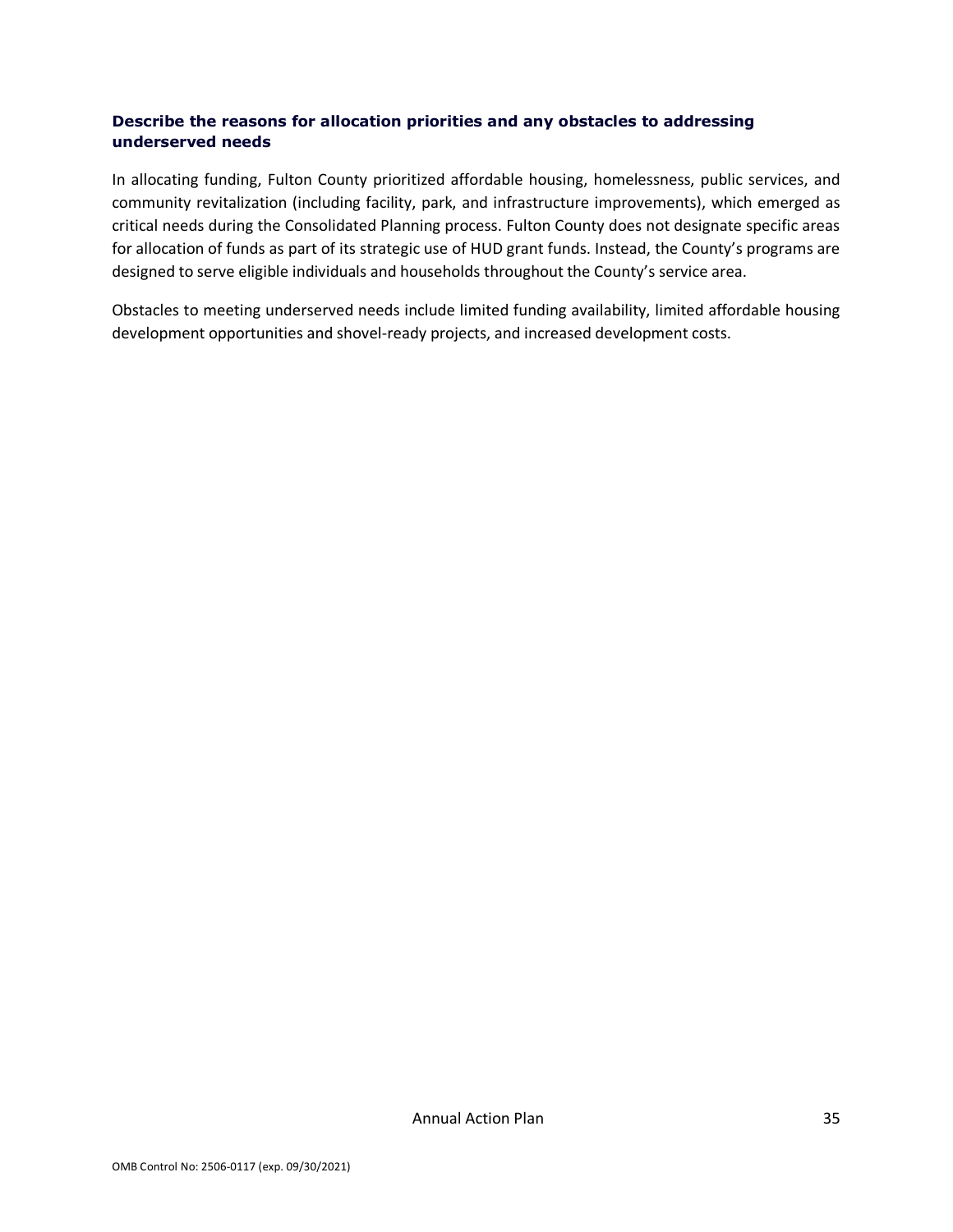### Describe the reasons for allocation priorities and any obstacles to addressing underserved needs

In allocating funding, Fulton County prioritized affordable housing, homelessness, public services, and community revitalization (including facility, park, and infrastructure improvements), which emerged as critical needs during the Consolidated Planning process. Fulton County does not designate specific areas for allocation of funds as part of its strategic use of HUD grant funds. Instead, the County's programs are designed to serve eligible individuals and households throughout the County's service area.

Obstacles to meeting underserved needs include limited funding availability, limited affordable housing development opportunities and shovel-ready projects, and increased development costs.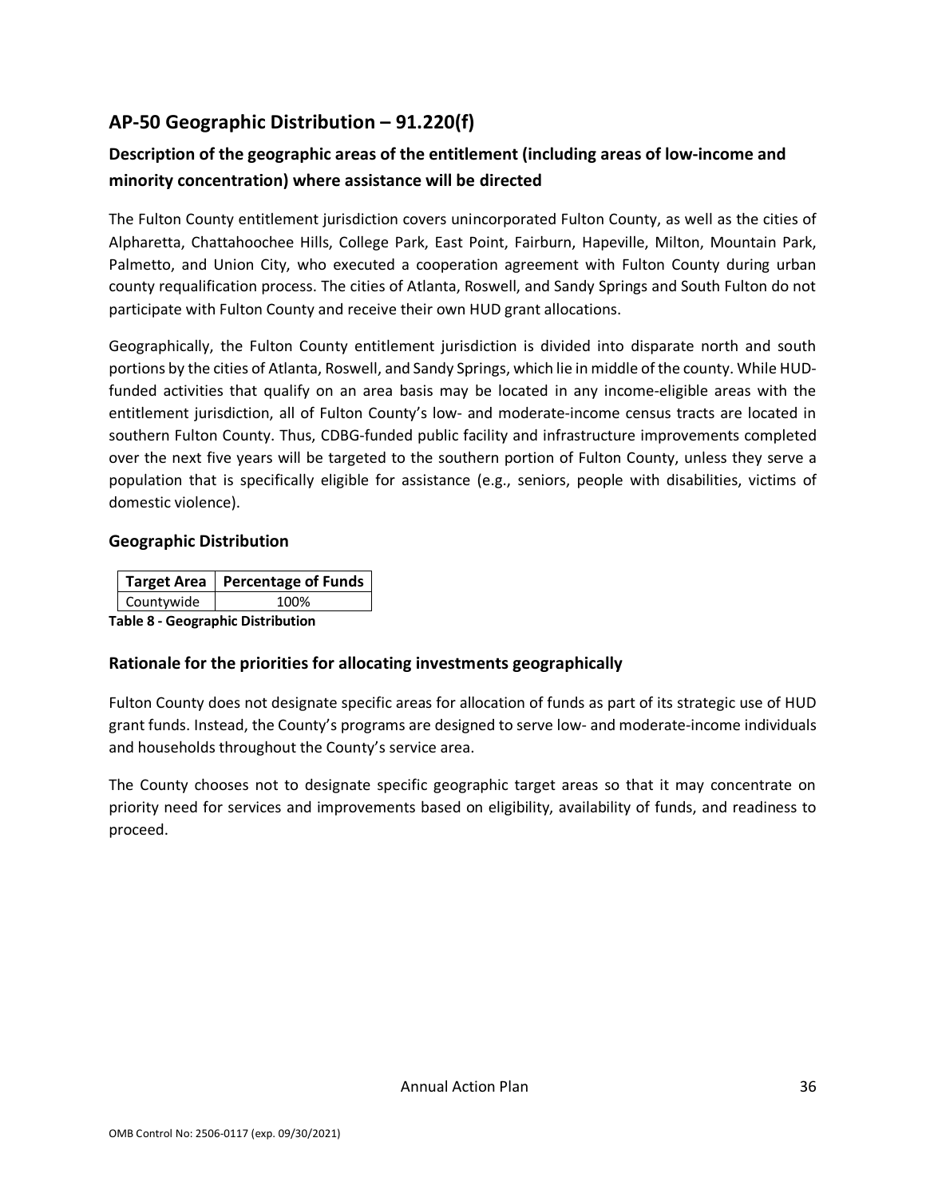## AP-50 Geographic Distribution – 91.220(f)

### Description of the geographic areas of the entitlement (including areas of low-income and minority concentration) where assistance will be directed

The Fulton County entitlement jurisdiction covers unincorporated Fulton County, as well as the cities of Alpharetta, Chattahoochee Hills, College Park, East Point, Fairburn, Hapeville, Milton, Mountain Park, Palmetto, and Union City, who executed a cooperation agreement with Fulton County during urban county requalification process. The cities of Atlanta, Roswell, and Sandy Springs and South Fulton do not participate with Fulton County and receive their own HUD grant allocations.

Geographically, the Fulton County entitlement jurisdiction is divided into disparate north and south portions by the cities of Atlanta, Roswell, and Sandy Springs, which lie in middle of the county. While HUD-funded activities that qualify on an area basis may be located in any income-eligible areas with the entitlement jurisdiction, all of Fulton County's low- and moderate-income census tracts are located in southern Fulton County. Thus, CDBG-funded public facility and infrastructure improvements completed over the next five years will be targeted to the southern portion of Fulton County, unless they serve a population that is specifically eligible for assistance (e.g., seniors, people with disabilities, victims of domestic violence).

### Geographic Distribution

| Target Area | Percentage of Funds |
|---|---|
| Countywide | 100% |

**Table 8 - Geographic Distribution**

### Rationale for the priorities for allocating investments geographically

Fulton County does not designate specific areas for allocation of funds as part of its strategic use of HUD grant funds. Instead, the County's programs are designed to serve low- and moderate-income individuals and households throughout the County's service area.

The County chooses not to designate specific geographic target areas so that it may concentrate on priority need for services and improvements based on eligibility, availability of funds, and readiness to proceed.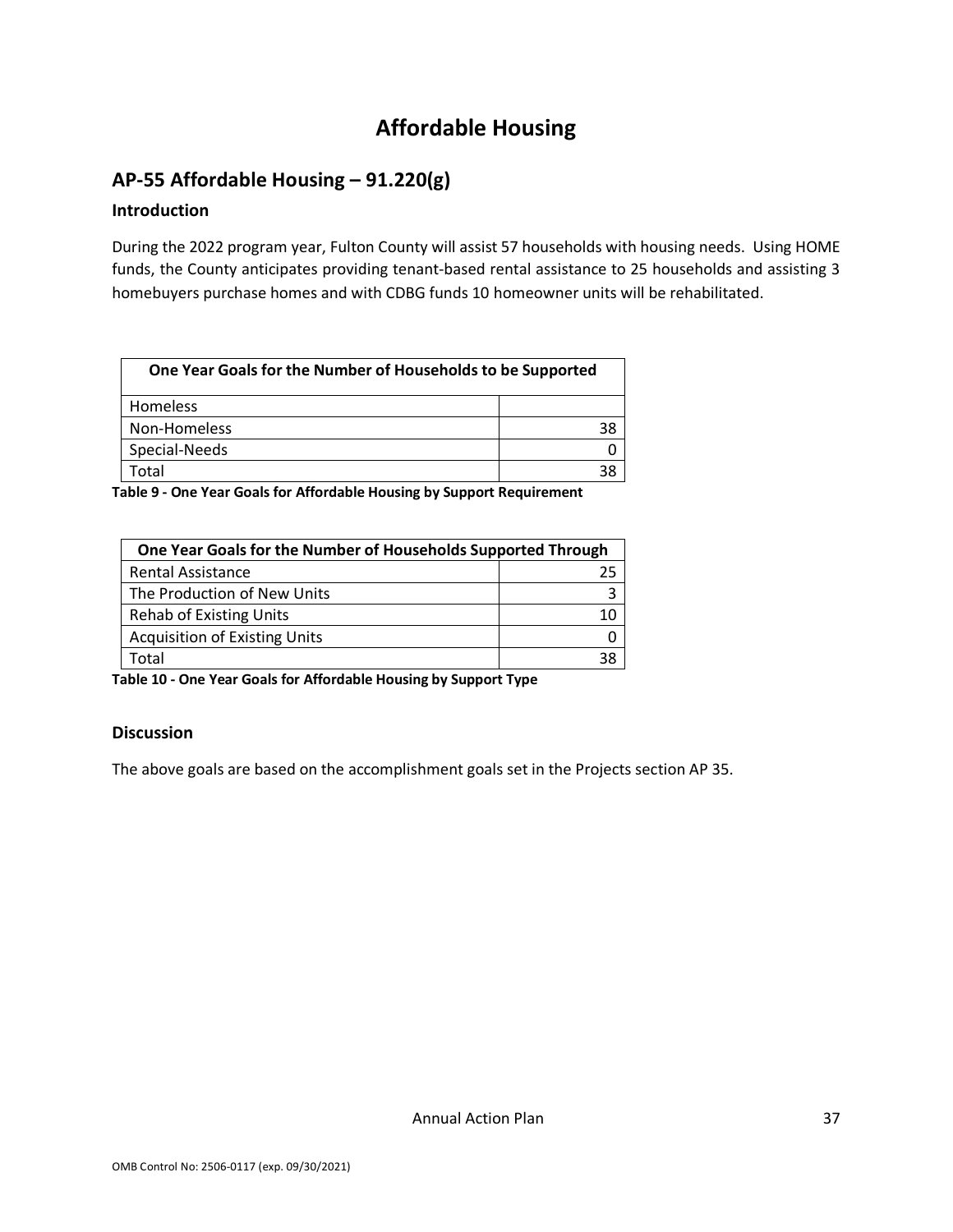# Affordable Housing

## AP-55 Affordable Housing – 91.220(g)

### Introduction

During the 2022 program year, Fulton County will assist 57 households with housing needs. Using HOME funds, the County anticipates providing tenant-based rental assistance to 25 households and assisting 3 homebuyers purchase homes and with CDBG funds 10 homeowner units will be rehabilitated.

| One Year Goals for the Number of Households to be Supported | |
|---|---|
| Homeless | |
| Non-Homeless | 38 |
| Special-Needs | 0 |
| Total | 38 |

**Table 9 - One Year Goals for Affordable Housing by Support Requirement**

| One Year Goals for the Number of Households Supported Through | |
|---|---|
| Rental Assistance | 25 |
| The Production of New Units | 3 |
| Rehab of Existing Units | 10 |
| Acquisition of Existing Units | 0 |
| Total | 38 |

**Table 10 - One Year Goals for Affordable Housing by Support Type**

### Discussion

The above goals are based on the accomplishment goals set in the Projects section AP 35.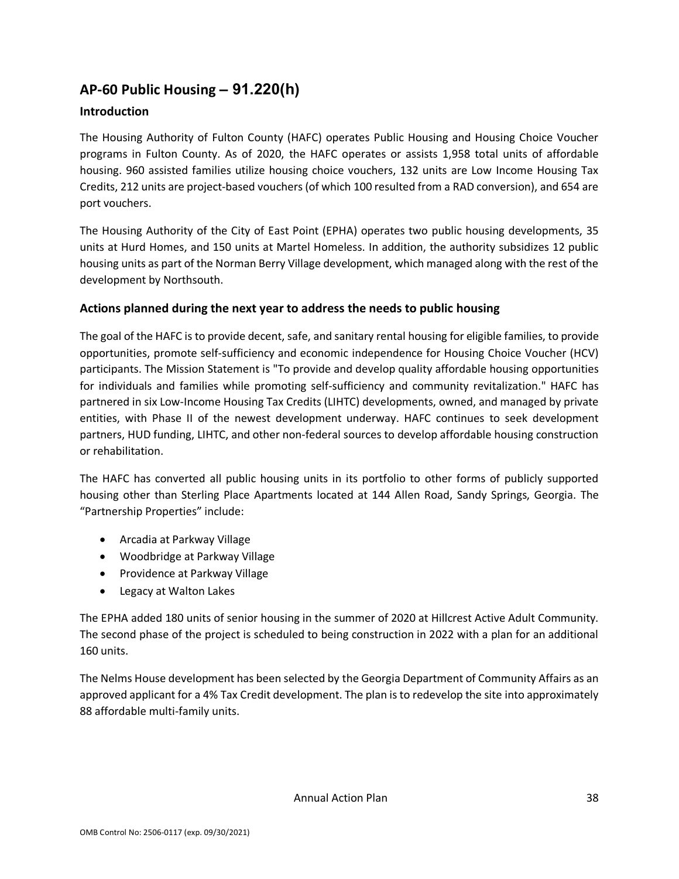## AP-60 Public Housing – 91.220(h)

### Introduction

The Housing Authority of Fulton County (HAFC) operates Public Housing and Housing Choice Voucher programs in Fulton County. As of 2020, the HAFC operates or assists 1,958 total units of affordable housing. 960 assisted families utilize housing choice vouchers, 132 units are Low Income Housing Tax Credits, 212 units are project-based vouchers (of which 100 resulted from a RAD conversion), and 654 are port vouchers.

The Housing Authority of the City of East Point (EPHA) operates two public housing developments, 35 units at Hurd Homes, and 150 units at Martel Homeless. In addition, the authority subsidizes 12 public housing units as part of the Norman Berry Village development, which managed along with the rest of the development by Northsouth.

### Actions planned during the next year to address the needs to public housing

The goal of the HAFC is to provide decent, safe, and sanitary rental housing for eligible families, to provide opportunities, promote self-sufficiency and economic independence for Housing Choice Voucher (HCV) participants. The Mission Statement is "To provide and develop quality affordable housing opportunities for individuals and families while promoting self-sufficiency and community revitalization." HAFC has partnered in six Low-Income Housing Tax Credits (LIHTC) developments, owned, and managed by private entities, with Phase II of the newest development underway. HAFC continues to seek development partners, HUD funding, LIHTC, and other non-federal sources to develop affordable housing construction or rehabilitation.

The HAFC has converted all public housing units in its portfolio to other forms of publicly supported housing other than Sterling Place Apartments located at 144 Allen Road, Sandy Springs, Georgia. The "Partnership Properties" include:

- Arcadia at Parkway Village
- Woodbridge at Parkway Village
- Providence at Parkway Village
- Legacy at Walton Lakes

The EPHA added 180 units of senior housing in the summer of 2020 at Hillcrest Active Adult Community. The second phase of the project is scheduled to being construction in 2022 with a plan for an additional 160 units.

The Nelms House development has been selected by the Georgia Department of Community Affairs as an approved applicant for a 4% Tax Credit development. The plan is to redevelop the site into approximately 88 affordable multi-family units.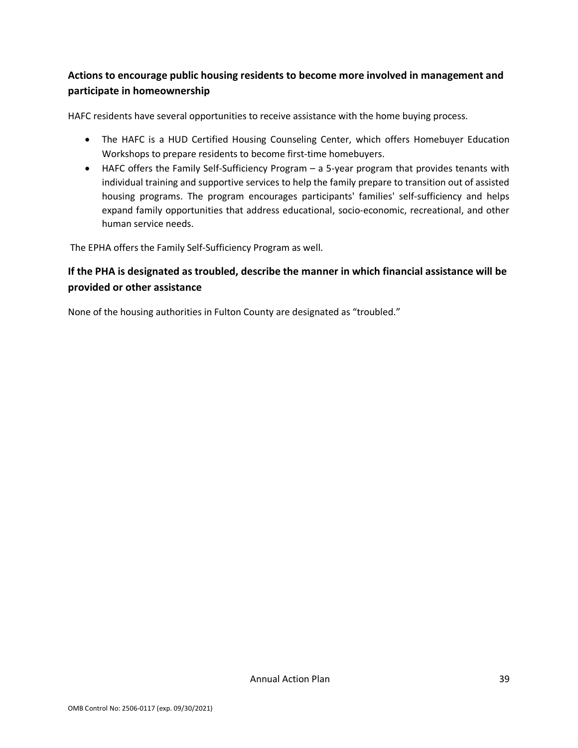## Actions to encourage public housing residents to become more involved in management and participate in homeownership

HAFC residents have several opportunities to receive assistance with the home buying process.

- The HAFC is a HUD Certified Housing Counseling Center, which offers Homebuyer Education Workshops to prepare residents to become first-time homebuyers.
- HAFC offers the Family Self-Sufficiency Program – a 5-year program that provides tenants with individual training and supportive services to help the family prepare to transition out of assisted housing programs. The program encourages participants' families' self-sufficiency and helps expand family opportunities that address educational, socio-economic, recreational, and other human service needs.

The EPHA offers the Family Self-Sufficiency Program as well.

## If the PHA is designated as troubled, describe the manner in which financial assistance will be provided or other assistance

None of the housing authorities in Fulton County are designated as "troubled."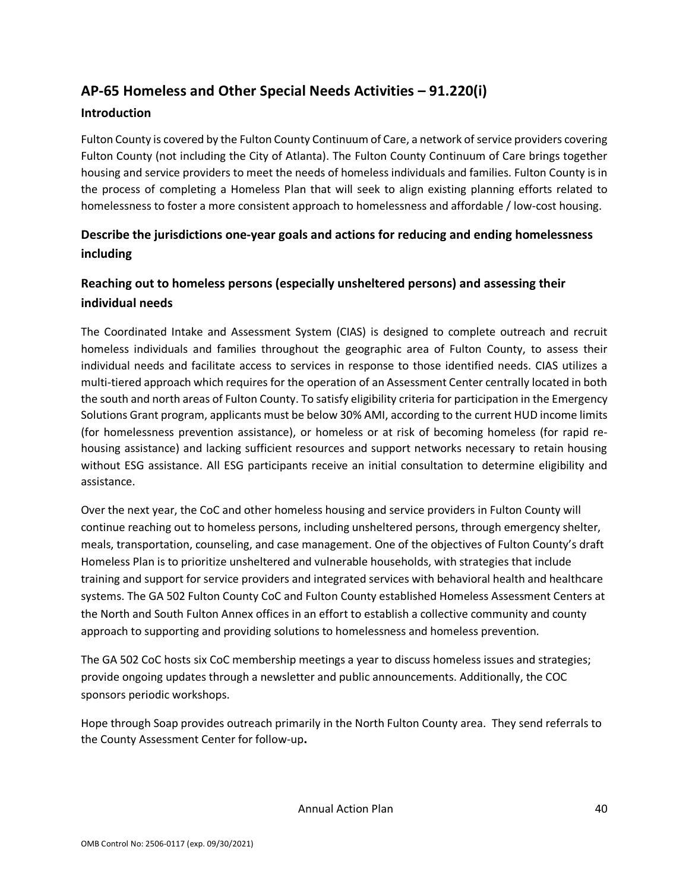## AP-65 Homeless and Other Special Needs Activities – 91.220(i)

### Introduction

Fulton County is covered by the Fulton County Continuum of Care, a network of service providers covering Fulton County (not including the City of Atlanta). The Fulton County Continuum of Care brings together housing and service providers to meet the needs of homeless individuals and families. Fulton County is in the process of completing a Homeless Plan that will seek to align existing planning efforts related to homelessness to foster a more consistent approach to homelessness and affordable / low-cost housing.

### Describe the jurisdictions one-year goals and actions for reducing and ending homelessness including

### Reaching out to homeless persons (especially unsheltered persons) and assessing their individual needs

The Coordinated Intake and Assessment System (CIAS) is designed to complete outreach and recruit homeless individuals and families throughout the geographic area of Fulton County, to assess their individual needs and facilitate access to services in response to those identified needs. CIAS utilizes a multi-tiered approach which requires for the operation of an Assessment Center centrally located in both the south and north areas of Fulton County. To satisfy eligibility criteria for participation in the Emergency Solutions Grant program, applicants must be below 30% AMI, according to the current HUD income limits (for homelessness prevention assistance), or homeless or at risk of becoming homeless (for rapid re-housing assistance) and lacking sufficient resources and support networks necessary to retain housing without ESG assistance. All ESG participants receive an initial consultation to determine eligibility and assistance.

Over the next year, the CoC and other homeless housing and service providers in Fulton County will continue reaching out to homeless persons, including unsheltered persons, through emergency shelter, meals, transportation, counseling, and case management. One of the objectives of Fulton County's draft Homeless Plan is to prioritize unsheltered and vulnerable households, with strategies that include training and support for service providers and integrated services with behavioral health and healthcare systems. The GA 502 Fulton County CoC and Fulton County established Homeless Assessment Centers at the North and South Fulton Annex offices in an effort to establish a collective community and county approach to supporting and providing solutions to homelessness and homeless prevention.

The GA 502 CoC hosts six CoC membership meetings a year to discuss homeless issues and strategies; provide ongoing updates through a newsletter and public announcements. Additionally, the COC sponsors periodic workshops.

Hope through Soap provides outreach primarily in the North Fulton County area. They send referrals to the County Assessment Center for follow-up**.**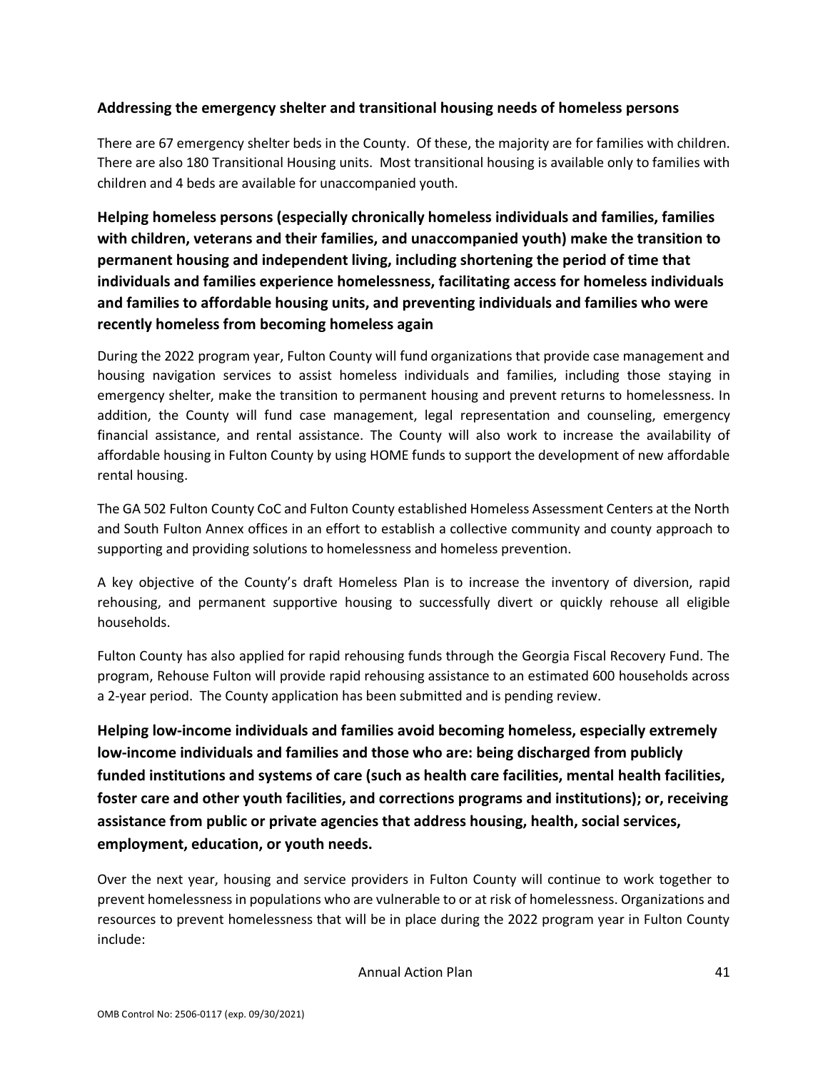### Addressing the emergency shelter and transitional housing needs of homeless persons

There are 67 emergency shelter beds in the County. Of these, the majority are for families with children. There are also 180 Transitional Housing units. Most transitional housing is available only to families with children and 4 beds are available for unaccompanied youth.

### Helping homeless persons (especially chronically homeless individuals and families, families with children, veterans and their families, and unaccompanied youth) make the transition to permanent housing and independent living, including shortening the period of time that individuals and families experience homelessness, facilitating access for homeless individuals and families to affordable housing units, and preventing individuals and families who were recently homeless from becoming homeless again

During the 2022 program year, Fulton County will fund organizations that provide case management and housing navigation services to assist homeless individuals and families, including those staying in emergency shelter, make the transition to permanent housing and prevent returns to homelessness. In addition, the County will fund case management, legal representation and counseling, emergency financial assistance, and rental assistance. The County will also work to increase the availability of affordable housing in Fulton County by using HOME funds to support the development of new affordable rental housing.

The GA 502 Fulton County CoC and Fulton County established Homeless Assessment Centers at the North and South Fulton Annex offices in an effort to establish a collective community and county approach to supporting and providing solutions to homelessness and homeless prevention.

A key objective of the County's draft Homeless Plan is to increase the inventory of diversion, rapid rehousing, and permanent supportive housing to successfully divert or quickly rehouse all eligible households.

Fulton County has also applied for rapid rehousing funds through the Georgia Fiscal Recovery Fund. The program, Rehouse Fulton will provide rapid rehousing assistance to an estimated 600 households across a 2-year period. The County application has been submitted and is pending review.

### Helping low-income individuals and families avoid becoming homeless, especially extremely low-income individuals and families and those who are: being discharged from publicly funded institutions and systems of care (such as health care facilities, mental health facilities, foster care and other youth facilities, and corrections programs and institutions); or, receiving assistance from public or private agencies that address housing, health, social services, employment, education, or youth needs.

Over the next year, housing and service providers in Fulton County will continue to work together to prevent homelessness in populations who are vulnerable to or at risk of homelessness. Organizations and resources to prevent homelessness that will be in place during the 2022 program year in Fulton County include: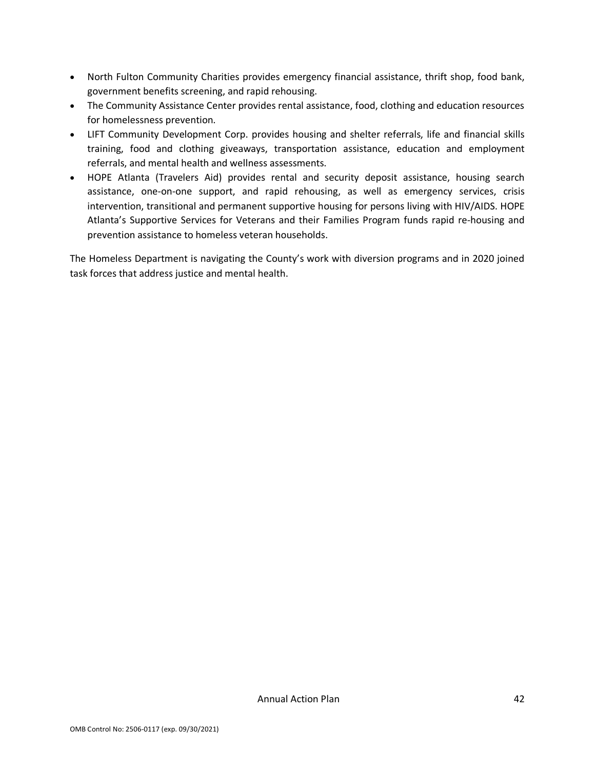- North Fulton Community Charities provides emergency financial assistance, thrift shop, food bank, government benefits screening, and rapid rehousing.
- The Community Assistance Center provides rental assistance, food, clothing and education resources for homelessness prevention.
- LIFT Community Development Corp. provides housing and shelter referrals, life and financial skills training, food and clothing giveaways, transportation assistance, education and employment referrals, and mental health and wellness assessments.
- HOPE Atlanta (Travelers Aid) provides rental and security deposit assistance, housing search assistance, one-on-one support, and rapid rehousing, as well as emergency services, crisis intervention, transitional and permanent supportive housing for persons living with HIV/AIDS. HOPE Atlanta's Supportive Services for Veterans and their Families Program funds rapid re-housing and prevention assistance to homeless veteran households.

The Homeless Department is navigating the County's work with diversion programs and in 2020 joined task forces that address justice and mental health.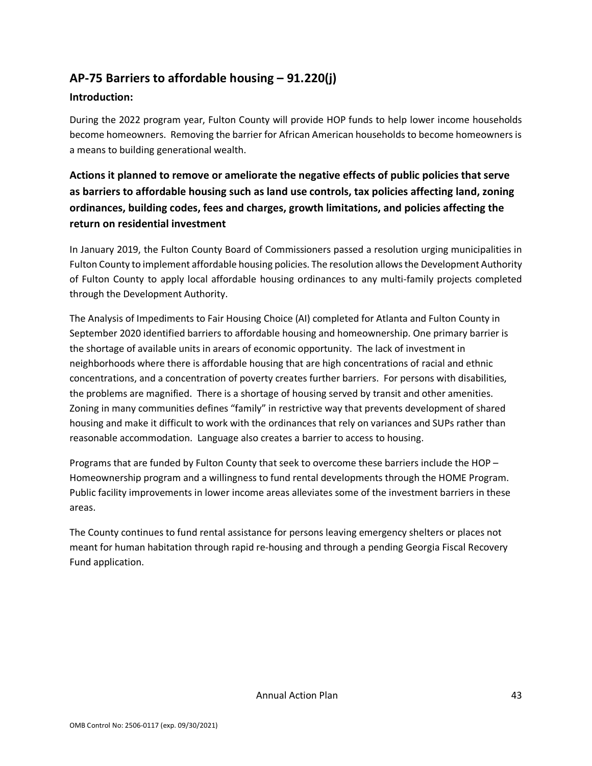## AP-75 Barriers to affordable housing – 91.220(j)

### Introduction:

During the 2022 program year, Fulton County will provide HOP funds to help lower income households become homeowners. Removing the barrier for African American households to become homeowners is a means to building generational wealth.

### Actions it planned to remove or ameliorate the negative effects of public policies that serve as barriers to affordable housing such as land use controls, tax policies affecting land, zoning ordinances, building codes, fees and charges, growth limitations, and policies affecting the return on residential investment

In January 2019, the Fulton County Board of Commissioners passed a resolution urging municipalities in Fulton County to implement affordable housing policies. The resolution allows the Development Authority of Fulton County to apply local affordable housing ordinances to any multi-family projects completed through the Development Authority.

The Analysis of Impediments to Fair Housing Choice (AI) completed for Atlanta and Fulton County in September 2020 identified barriers to affordable housing and homeownership. One primary barrier is the shortage of available units in arears of economic opportunity. The lack of investment in neighborhoods where there is affordable housing that are high concentrations of racial and ethnic concentrations, and a concentration of poverty creates further barriers. For persons with disabilities, the problems are magnified. There is a shortage of housing served by transit and other amenities. Zoning in many communities defines "family" in restrictive way that prevents development of shared housing and make it difficult to work with the ordinances that rely on variances and SUPs rather than reasonable accommodation. Language also creates a barrier to access to housing.

Programs that are funded by Fulton County that seek to overcome these barriers include the HOP – Homeownership program and a willingness to fund rental developments through the HOME Program. Public facility improvements in lower income areas alleviates some of the investment barriers in these areas.

The County continues to fund rental assistance for persons leaving emergency shelters or places not meant for human habitation through rapid re-housing and through a pending Georgia Fiscal Recovery Fund application.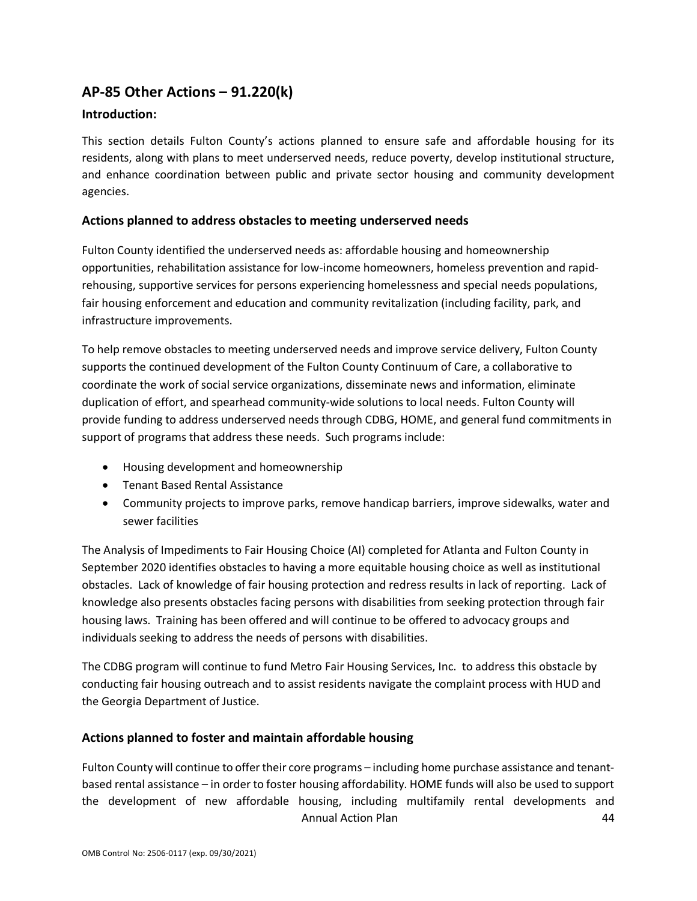## AP-85 Other Actions – 91.220(k)

### Introduction:

This section details Fulton County's actions planned to ensure safe and affordable housing for its residents, along with plans to meet underserved needs, reduce poverty, develop institutional structure, and enhance coordination between public and private sector housing and community development agencies.

### Actions planned to address obstacles to meeting underserved needs

Fulton County identified the underserved needs as: affordable housing and homeownership opportunities, rehabilitation assistance for low-income homeowners, homeless prevention and rapid-rehousing, supportive services for persons experiencing homelessness and special needs populations, fair housing enforcement and education and community revitalization (including facility, park, and infrastructure improvements.

To help remove obstacles to meeting underserved needs and improve service delivery, Fulton County supports the continued development of the Fulton County Continuum of Care, a collaborative to coordinate the work of social service organizations, disseminate news and information, eliminate duplication of effort, and spearhead community-wide solutions to local needs. Fulton County will provide funding to address underserved needs through CDBG, HOME, and general fund commitments in support of programs that address these needs. Such programs include:

- Housing development and homeownership
- Tenant Based Rental Assistance
- Community projects to improve parks, remove handicap barriers, improve sidewalks, water and sewer facilities

The Analysis of Impediments to Fair Housing Choice (AI) completed for Atlanta and Fulton County in September 2020 identifies obstacles to having a more equitable housing choice as well as institutional obstacles. Lack of knowledge of fair housing protection and redress results in lack of reporting. Lack of knowledge also presents obstacles facing persons with disabilities from seeking protection through fair housing laws. Training has been offered and will continue to be offered to advocacy groups and individuals seeking to address the needs of persons with disabilities.

The CDBG program will continue to fund Metro Fair Housing Services, Inc. to address this obstacle by conducting fair housing outreach and to assist residents navigate the complaint process with HUD and the Georgia Department of Justice.

### Actions planned to foster and maintain affordable housing

Fulton County will continue to offer their core programs – including home purchase assistance and tenant-based rental assistance – in order to foster housing affordability. HOME funds will also be used to support the development of new affordable housing, including multifamily rental developments and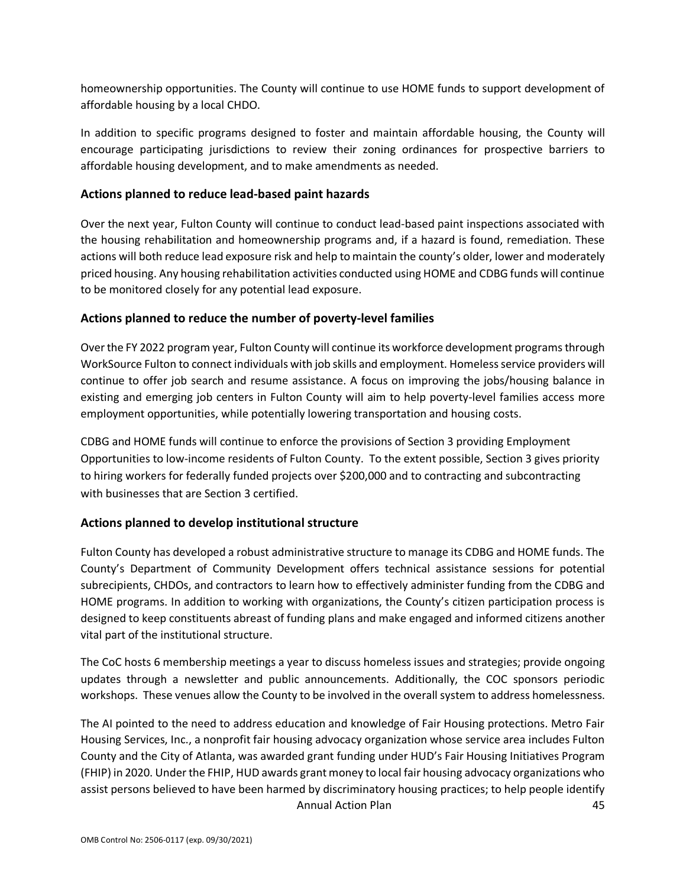homeownership opportunities. The County will continue to use HOME funds to support development of affordable housing by a local CHDO.

In addition to specific programs designed to foster and maintain affordable housing, the County will encourage participating jurisdictions to review their zoning ordinances for prospective barriers to affordable housing development, and to make amendments as needed.

### Actions planned to reduce lead-based paint hazards

Over the next year, Fulton County will continue to conduct lead-based paint inspections associated with the housing rehabilitation and homeownership programs and, if a hazard is found, remediation. These actions will both reduce lead exposure risk and help to maintain the county's older, lower and moderately priced housing. Any housing rehabilitation activities conducted using HOME and CDBG funds will continue to be monitored closely for any potential lead exposure.

### Actions planned to reduce the number of poverty-level families

Over the FY 2022 program year, Fulton County will continue its workforce development programs through WorkSource Fulton to connect individuals with job skills and employment. Homeless service providers will continue to offer job search and resume assistance. A focus on improving the jobs/housing balance in existing and emerging job centers in Fulton County will aim to help poverty-level families access more employment opportunities, while potentially lowering transportation and housing costs.

CDBG and HOME funds will continue to enforce the provisions of Section 3 providing Employment Opportunities to low-income residents of Fulton County. To the extent possible, Section 3 gives priority to hiring workers for federally funded projects over $200,000 and to contracting and subcontracting with businesses that are Section 3 certified.

### Actions planned to develop institutional structure

Fulton County has developed a robust administrative structure to manage its CDBG and HOME funds. The County's Department of Community Development offers technical assistance sessions for potential subrecipients, CHDOs, and contractors to learn how to effectively administer funding from the CDBG and HOME programs. In addition to working with organizations, the County's citizen participation process is designed to keep constituents abreast of funding plans and make engaged and informed citizens another vital part of the institutional structure.

The CoC hosts 6 membership meetings a year to discuss homeless issues and strategies; provide ongoing updates through a newsletter and public announcements. Additionally, the COC sponsors periodic workshops. These venues allow the County to be involved in the overall system to address homelessness.

The AI pointed to the need to address education and knowledge of Fair Housing protections. Metro Fair Housing Services, Inc., a nonprofit fair housing advocacy organization whose service area includes Fulton County and the City of Atlanta, was awarded grant funding under HUD's Fair Housing Initiatives Program (FHIP) in 2020. Under the FHIP, HUD awards grant money to local fair housing advocacy organizations who assist persons believed to have been harmed by discriminatory housing practices; to help people identify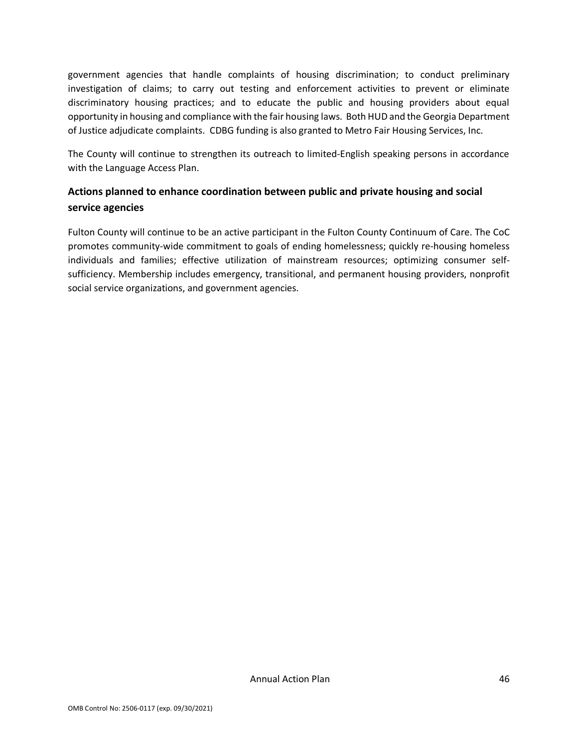government agencies that handle complaints of housing discrimination; to conduct preliminary investigation of claims; to carry out testing and enforcement activities to prevent or eliminate discriminatory housing practices; and to educate the public and housing providers about equal opportunity in housing and compliance with the fair housing laws. Both HUD and the Georgia Department of Justice adjudicate complaints. CDBG funding is also granted to Metro Fair Housing Services, Inc.

The County will continue to strengthen its outreach to limited-English speaking persons in accordance with the Language Access Plan.

## Actions planned to enhance coordination between public and private housing and social service agencies

Fulton County will continue to be an active participant in the Fulton County Continuum of Care. The CoC promotes community-wide commitment to goals of ending homelessness; quickly re-housing homeless individuals and families; effective utilization of mainstream resources; optimizing consumer self-sufficiency. Membership includes emergency, transitional, and permanent housing providers, nonprofit social service organizations, and government agencies.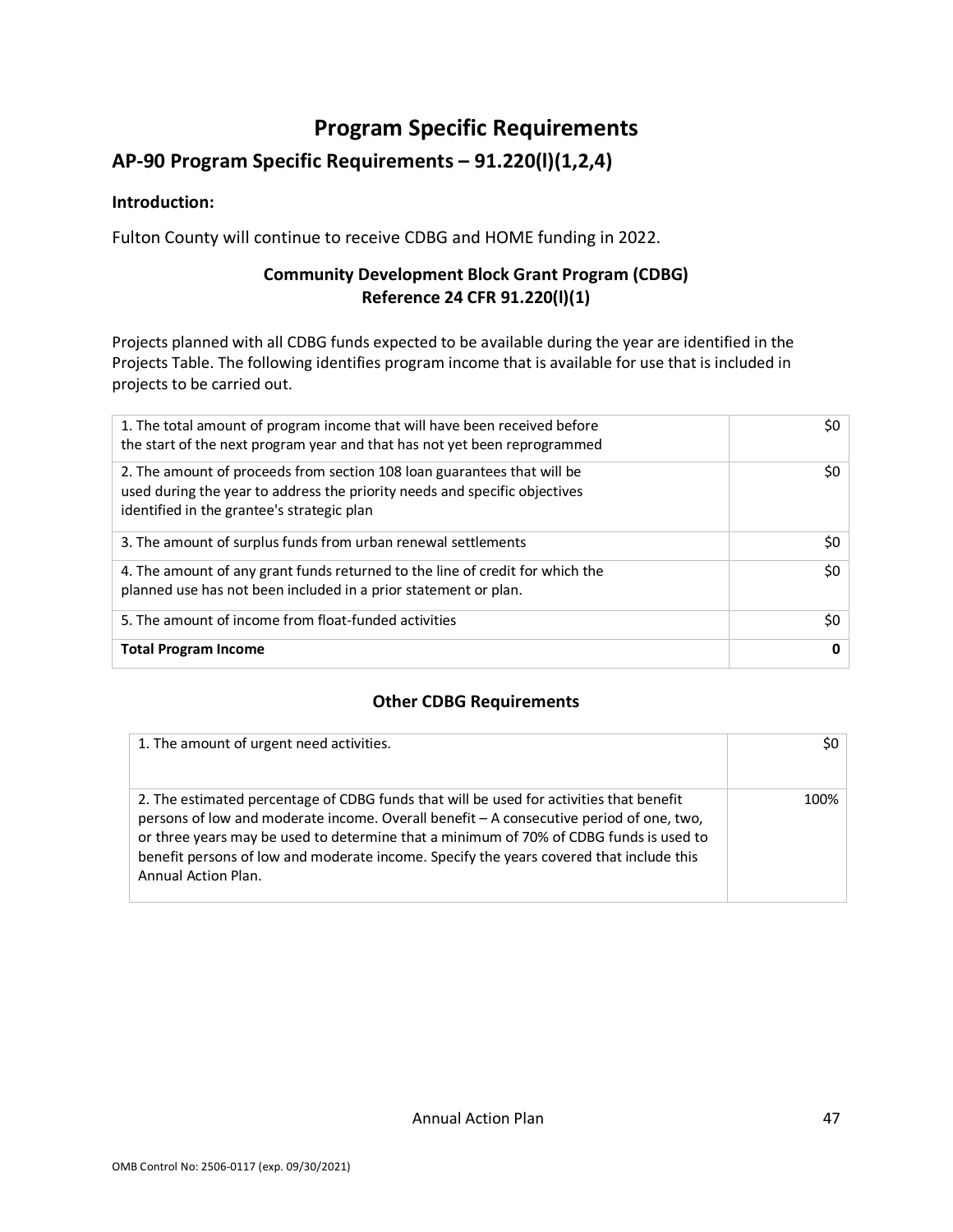# Program Specific Requirements

## AP-90 Program Specific Requirements – 91.220(l)(1,2,4)

### Introduction:

Fulton County will continue to receive CDBG and HOME funding in 2022.

### Community Development Block Grant Program (CDBG)
### Reference 24 CFR 91.220(l)(1)

Projects planned with all CDBG funds expected to be available during the year are identified in the Projects Table. The following identifies program income that is available for use that is included in projects to be carried out.

| | |
|---|---|
| 1. The total amount of program income that will have been received before the start of the next program year and that has not yet been reprogrammed | $0 |
| 2. The amount of proceeds from section 108 loan guarantees that will be used during the year to address the priority needs and specific objectives identified in the grantee's strategic plan | $0 |
| 3. The amount of surplus funds from urban renewal settlements | $0 |
| 4. The amount of any grant funds returned to the line of credit for which the planned use has not been included in a prior statement or plan. | $0 |
| 5. The amount of income from float-funded activities | $0 |
| **Total Program Income** | **0** |

### Other CDBG Requirements

| | |
|---|---|
| 1. The amount of urgent need activities. | $0 |
| 2. The estimated percentage of CDBG funds that will be used for activities that benefit persons of low and moderate income. Overall benefit – A consecutive period of one, two, or three years may be used to determine that a minimum of 70% of CDBG funds is used to benefit persons of low and moderate income. Specify the years covered that include this Annual Action Plan. | 100% |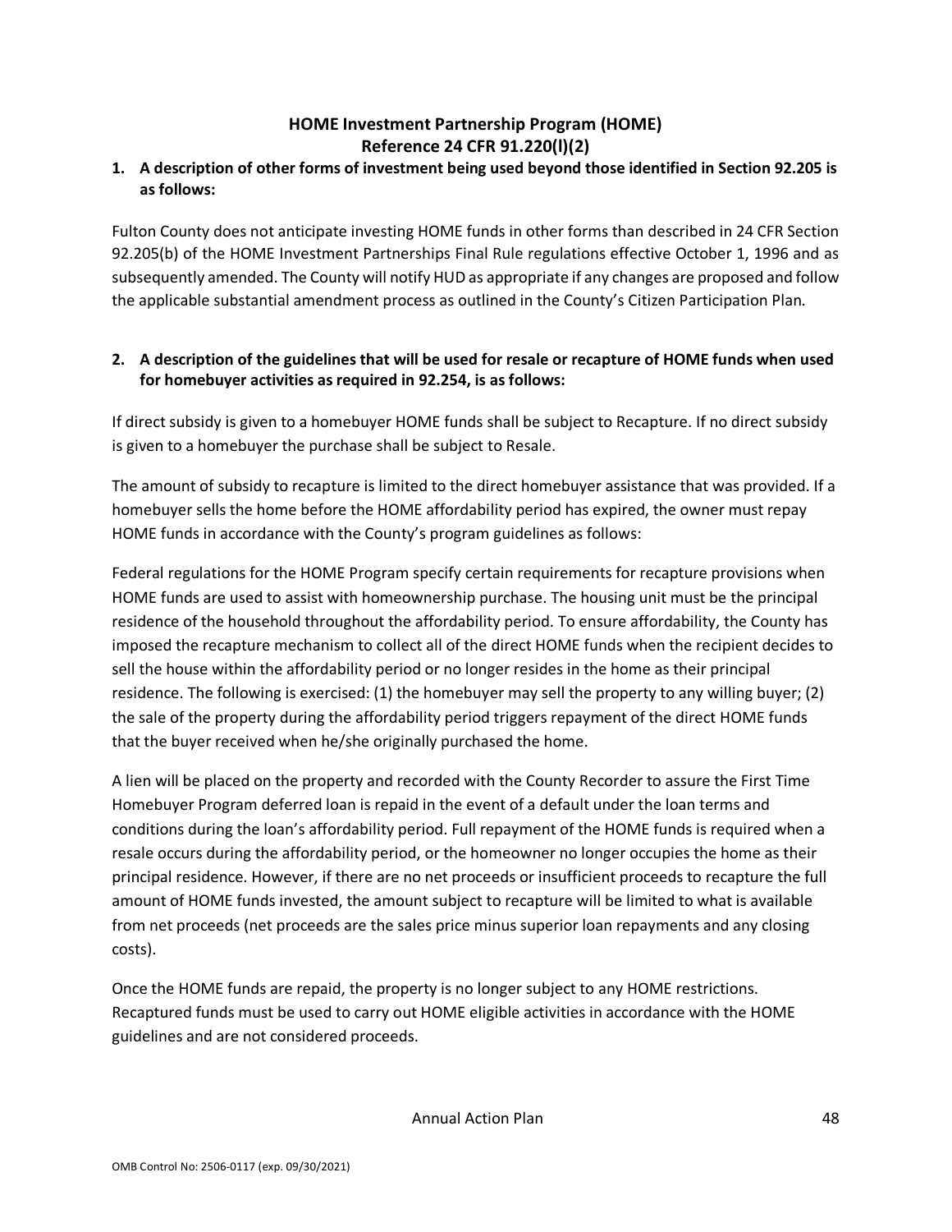## HOME Investment Partnership Program (HOME)
## Reference 24 CFR 91.220(l)(2)

**1. A description of other forms of investment being used beyond those identified in Section 92.205 is as follows:**

Fulton County does not anticipate investing HOME funds in other forms than described in 24 CFR Section 92.205(b) of the HOME Investment Partnerships Final Rule regulations effective October 1, 1996 and as subsequently amended. The County will notify HUD as appropriate if any changes are proposed and follow the applicable substantial amendment process as outlined in the County's Citizen Participation Plan.

**2. A description of the guidelines that will be used for resale or recapture of HOME funds when used for homebuyer activities as required in 92.254, is as follows:**

If direct subsidy is given to a homebuyer HOME funds shall be subject to Recapture. If no direct subsidy is given to a homebuyer the purchase shall be subject to Resale.

The amount of subsidy to recapture is limited to the direct homebuyer assistance that was provided. If a homebuyer sells the home before the HOME affordability period has expired, the owner must repay HOME funds in accordance with the County's program guidelines as follows:

Federal regulations for the HOME Program specify certain requirements for recapture provisions when HOME funds are used to assist with homeownership purchase. The housing unit must be the principal residence of the household throughout the affordability period. To ensure affordability, the County has imposed the recapture mechanism to collect all of the direct HOME funds when the recipient decides to sell the house within the affordability period or no longer resides in the home as their principal residence. The following is exercised: (1) the homebuyer may sell the property to any willing buyer; (2) the sale of the property during the affordability period triggers repayment of the direct HOME funds that the buyer received when he/she originally purchased the home.

A lien will be placed on the property and recorded with the County Recorder to assure the First Time Homebuyer Program deferred loan is repaid in the event of a default under the loan terms and conditions during the loan's affordability period. Full repayment of the HOME funds is required when a resale occurs during the affordability period, or the homeowner no longer occupies the home as their principal residence. However, if there are no net proceeds or insufficient proceeds to recapture the full amount of HOME funds invested, the amount subject to recapture will be limited to what is available from net proceeds (net proceeds are the sales price minus superior loan repayments and any closing costs).

Once the HOME funds are repaid, the property is no longer subject to any HOME restrictions. Recaptured funds must be used to carry out HOME eligible activities in accordance with the HOME guidelines and are not considered proceeds.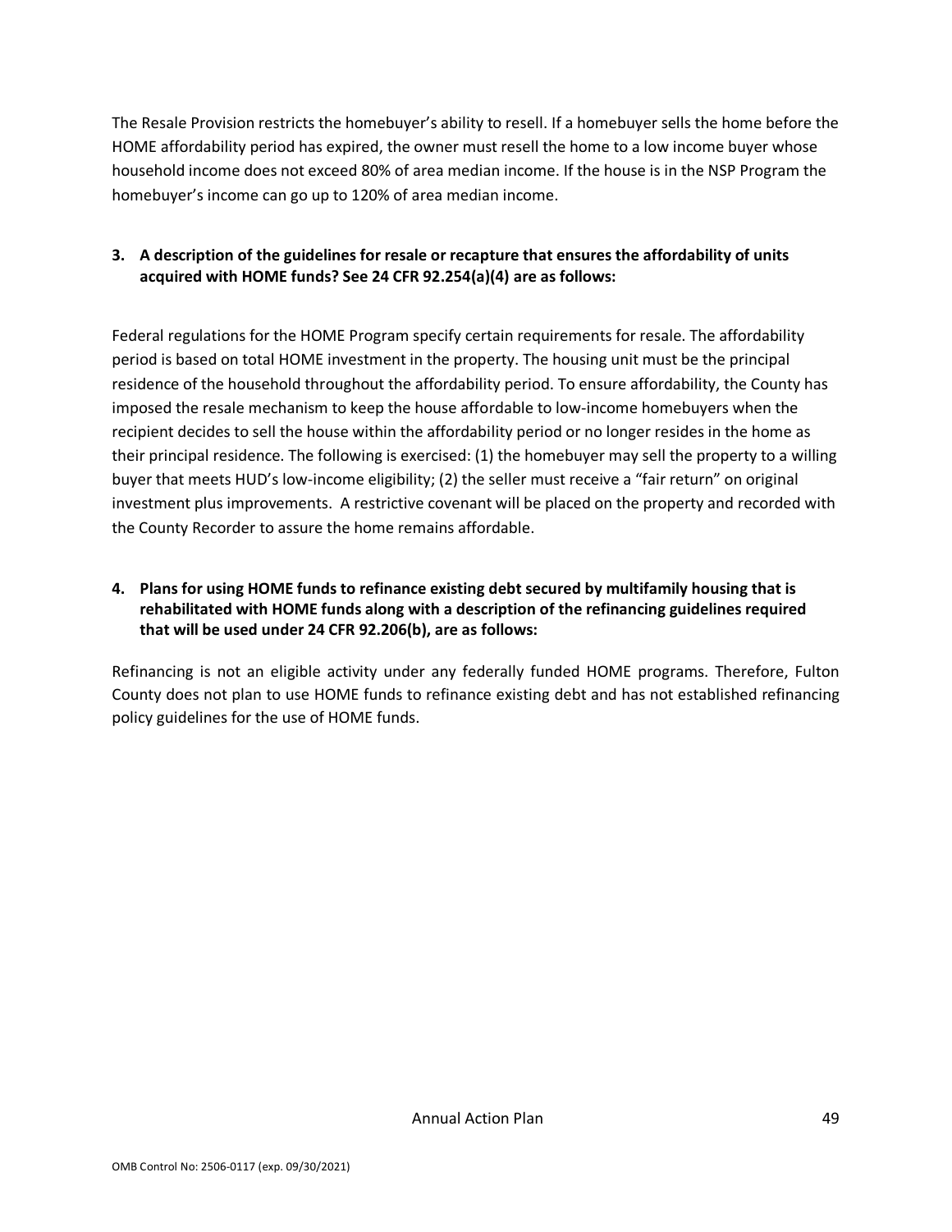The Resale Provision restricts the homebuyer's ability to resell. If a homebuyer sells the home before the HOME affordability period has expired, the owner must resell the home to a low income buyer whose household income does not exceed 80% of area median income. If the house is in the NSP Program the homebuyer's income can go up to 120% of area median income.

**3. A description of the guidelines for resale or recapture that ensures the affordability of units acquired with HOME funds? See 24 CFR 92.254(a)(4) are as follows:**

Federal regulations for the HOME Program specify certain requirements for resale. The affordability period is based on total HOME investment in the property. The housing unit must be the principal residence of the household throughout the affordability period. To ensure affordability, the County has imposed the resale mechanism to keep the house affordable to low-income homebuyers when the recipient decides to sell the house within the affordability period or no longer resides in the home as their principal residence. The following is exercised: (1) the homebuyer may sell the property to a willing buyer that meets HUD's low-income eligibility; (2) the seller must receive a "fair return" on original investment plus improvements. A restrictive covenant will be placed on the property and recorded with the County Recorder to assure the home remains affordable.

**4. Plans for using HOME funds to refinance existing debt secured by multifamily housing that is rehabilitated with HOME funds along with a description of the refinancing guidelines required that will be used under 24 CFR 92.206(b), are as follows:**

Refinancing is not an eligible activity under any federally funded HOME programs. Therefore, Fulton County does not plan to use HOME funds to refinance existing debt and has not established refinancing policy guidelines for the use of HOME funds.